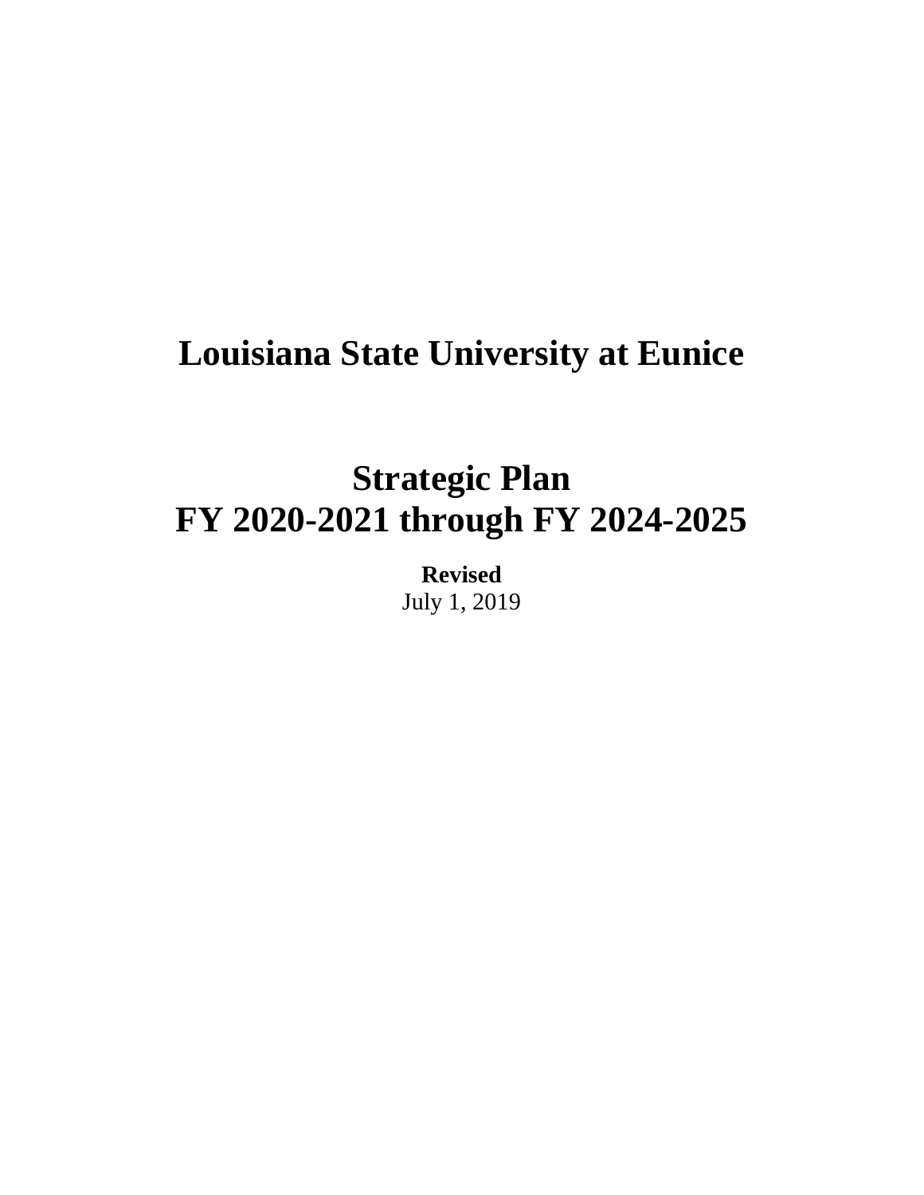# Louisiana State University at Eunice

# Strategic Plan
# FY 2020-2021 through FY 2024-2025

**Revised**
July 1, 2019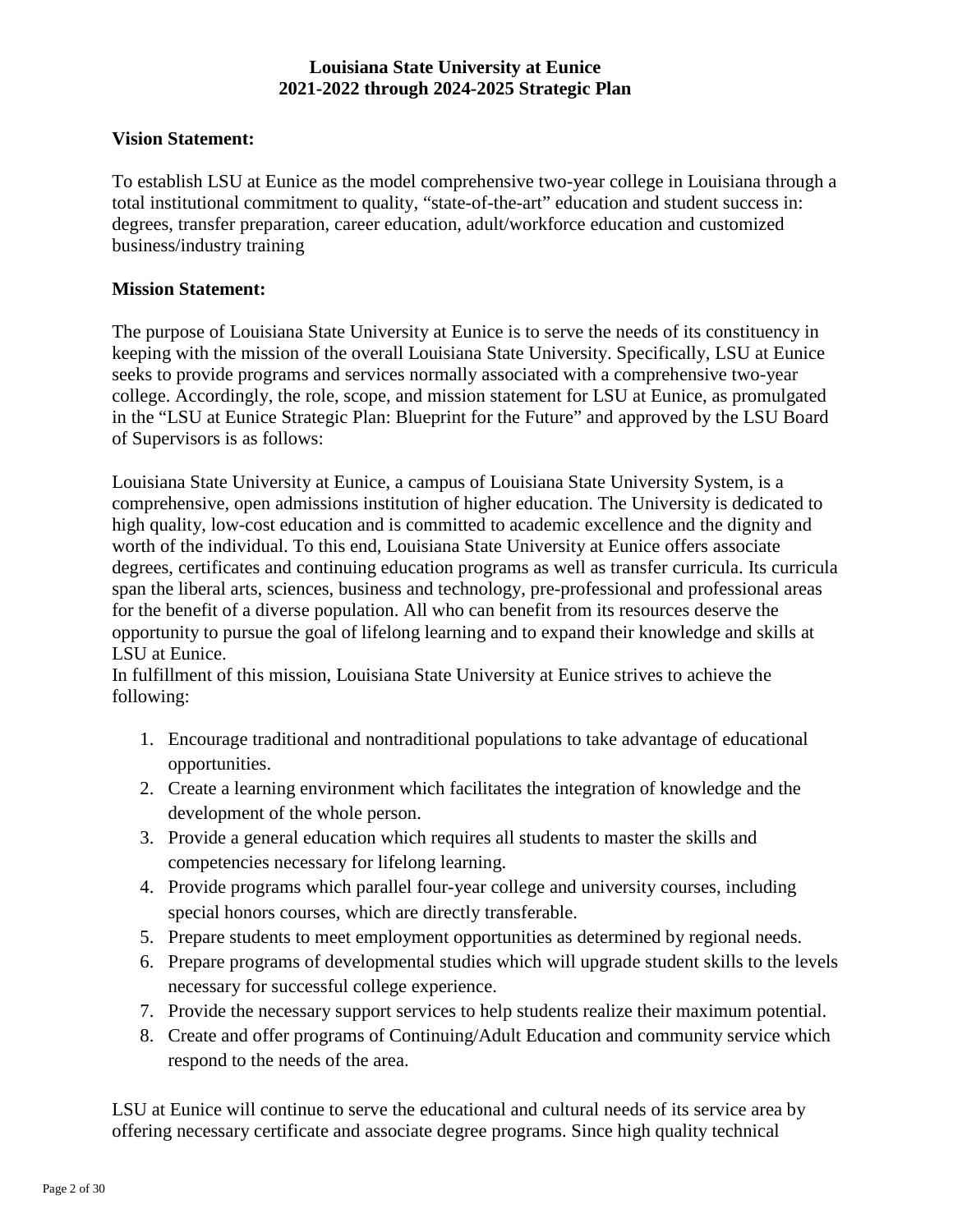# Louisiana State University at Eunice
## 2021-2022 through 2024-2025 Strategic Plan

**Vision Statement:**

To establish LSU at Eunice as the model comprehensive two-year college in Louisiana through a total institutional commitment to quality, "state-of-the-art" education and student success in: degrees, transfer preparation, career education, adult/workforce education and customized business/industry training

**Mission Statement:**

The purpose of Louisiana State University at Eunice is to serve the needs of its constituency in keeping with the mission of the overall Louisiana State University. Specifically, LSU at Eunice seeks to provide programs and services normally associated with a comprehensive two-year college. Accordingly, the role, scope, and mission statement for LSU at Eunice, as promulgated in the "LSU at Eunice Strategic Plan: Blueprint for the Future" and approved by the LSU Board of Supervisors is as follows:

Louisiana State University at Eunice, a campus of Louisiana State University System, is a comprehensive, open admissions institution of higher education. The University is dedicated to high quality, low-cost education and is committed to academic excellence and the dignity and worth of the individual. To this end, Louisiana State University at Eunice offers associate degrees, certificates and continuing education programs as well as transfer curricula. Its curricula span the liberal arts, sciences, business and technology, pre-professional and professional areas for the benefit of a diverse population. All who can benefit from its resources deserve the opportunity to pursue the goal of lifelong learning and to expand their knowledge and skills at LSU at Eunice.
In fulfillment of this mission, Louisiana State University at Eunice strives to achieve the following:

1. Encourage traditional and nontraditional populations to take advantage of educational opportunities.
2. Create a learning environment which facilitates the integration of knowledge and the development of the whole person.
3. Provide a general education which requires all students to master the skills and competencies necessary for lifelong learning.
4. Provide programs which parallel four-year college and university courses, including special honors courses, which are directly transferable.
5. Prepare students to meet employment opportunities as determined by regional needs.
6. Prepare programs of developmental studies which will upgrade student skills to the levels necessary for successful college experience.
7. Provide the necessary support services to help students realize their maximum potential.
8. Create and offer programs of Continuing/Adult Education and community service which respond to the needs of the area.

LSU at Eunice will continue to serve the educational and cultural needs of its service area by offering necessary certificate and associate degree programs. Since high quality technical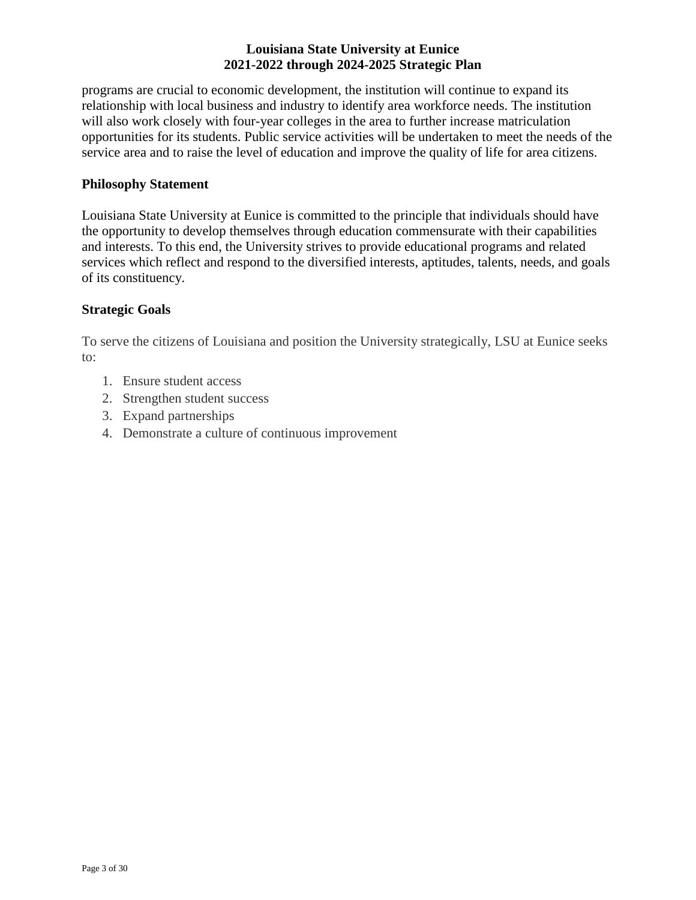programs are crucial to economic development, the institution will continue to expand its relationship with local business and industry to identify area workforce needs. The institution will also work closely with four-year colleges in the area to further increase matriculation opportunities for its students. Public service activities will be undertaken to meet the needs of the service area and to raise the level of education and improve the quality of life for area citizens.

### Philosophy Statement

Louisiana State University at Eunice is committed to the principle that individuals should have the opportunity to develop themselves through education commensurate with their capabilities and interests. To this end, the University strives to provide educational programs and related services which reflect and respond to the diversified interests, aptitudes, talents, needs, and goals of its constituency.

### Strategic Goals

To serve the citizens of Louisiana and position the University strategically, LSU at Eunice seeks to:

1. Ensure student access
2. Strengthen student success
3. Expand partnerships
4. Demonstrate a culture of continuous improvement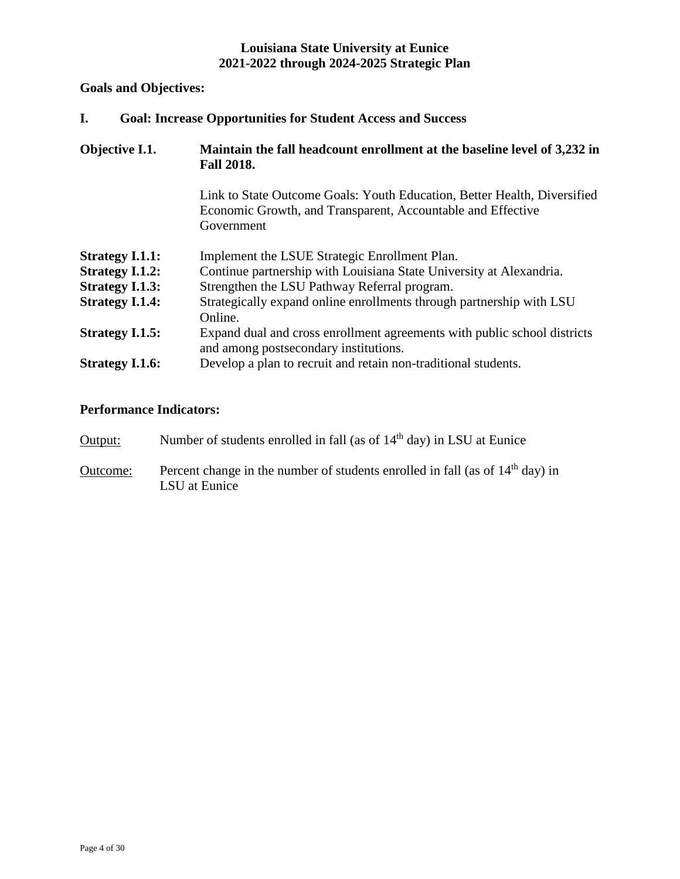# Louisiana State University at Eunice
# 2021-2022 through 2024-2025 Strategic Plan

## Goals and Objectives:

## I. Goal: Increase Opportunities for Student Access and Success

**Objective I.1.** **Maintain the fall headcount enrollment at the baseline level of 3,232 in Fall 2018.**

Link to State Outcome Goals: Youth Education, Better Health, Diversified Economic Growth, and Transparent, Accountable and Effective Government

**Strategy I.1.1:** Implement the LSUE Strategic Enrollment Plan.

**Strategy I.1.2:** Continue partnership with Louisiana State University at Alexandria.

**Strategy I.1.3:** Strengthen the LSU Pathway Referral program.

**Strategy I.1.4:** Strategically expand online enrollments through partnership with LSU Online.

**Strategy I.1.5:** Expand dual and cross enrollment agreements with public school districts and among postsecondary institutions.

**Strategy I.1.6:** Develop a plan to recruit and retain non-traditional students.

### Performance Indicators:

Output: Number of students enrolled in fall (as of 14th day) in LSU at Eunice

Outcome: Percent change in the number of students enrolled in fall (as of 14th day) in LSU at Eunice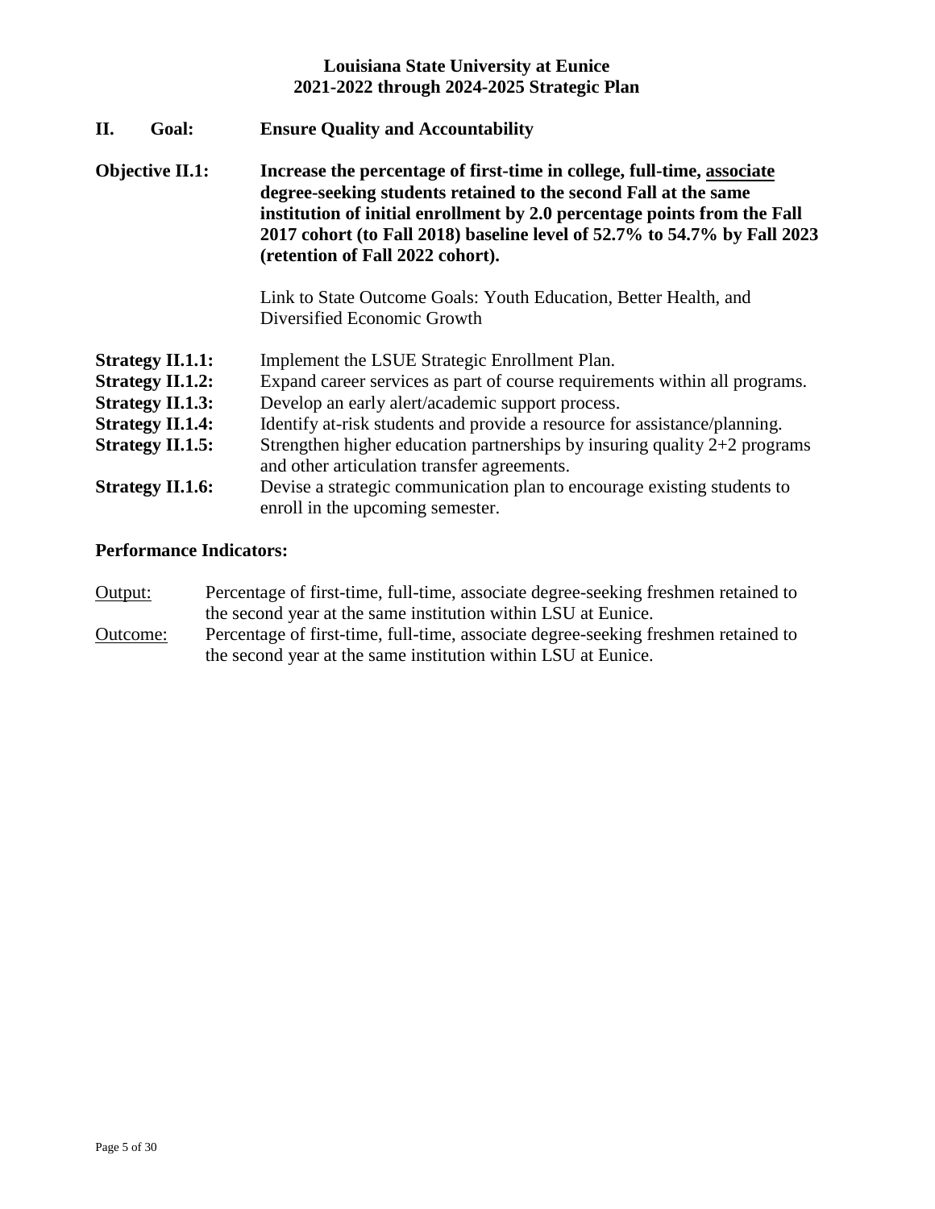# Louisiana State University at Eunice
# 2021-2022 through 2024-2025 Strategic Plan

## II. Goal: Ensure Quality and Accountability

**Objective II.1:** **Increase the percentage of first-time in college, full-time, associate degree-seeking students retained to the second Fall at the same institution of initial enrollment by 2.0 percentage points from the Fall 2017 cohort (to Fall 2018) baseline level of 52.7% to 54.7% by Fall 2023 (retention of Fall 2022 cohort).**

Link to State Outcome Goals: Youth Education, Better Health, and Diversified Economic Growth

**Strategy II.1.1:** Implement the LSUE Strategic Enrollment Plan.
**Strategy II.1.2:** Expand career services as part of course requirements within all programs.
**Strategy II.1.3:** Develop an early alert/academic support process.
**Strategy II.1.4:** Identify at-risk students and provide a resource for assistance/planning.
**Strategy II.1.5:** Strengthen higher education partnerships by insuring quality 2+2 programs and other articulation transfer agreements.
**Strategy II.1.6:** Devise a strategic communication plan to encourage existing students to enroll in the upcoming semester.

### Performance Indicators:

Output: Percentage of first-time, full-time, associate degree-seeking freshmen retained to the second year at the same institution within LSU at Eunice.
Outcome: Percentage of first-time, full-time, associate degree-seeking freshmen retained to the second year at the same institution within LSU at Eunice.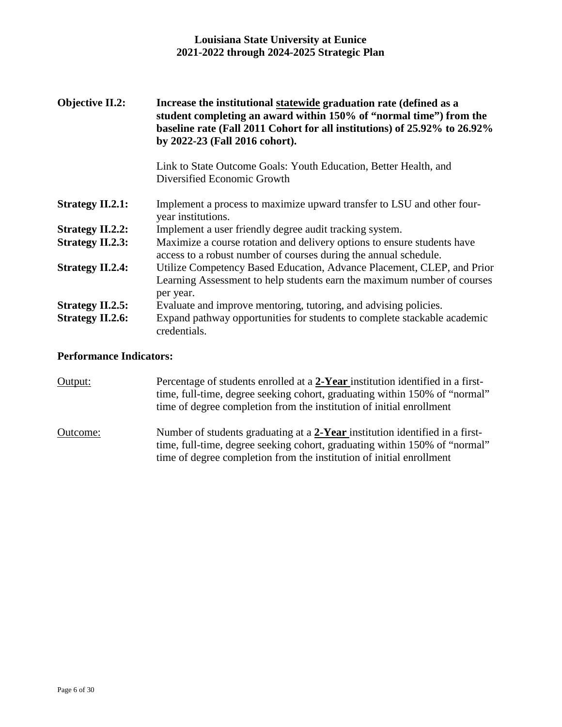**Objective II.2:** **Increase the institutional <u>statewide</u> graduation rate (defined as a student completing an award within 150% of "normal time") from the baseline rate (Fall 2011 Cohort for all institutions) of 25.92% to 26.92% by 2022-23 (Fall 2016 cohort).**

Link to State Outcome Goals: Youth Education, Better Health, and Diversified Economic Growth

**Strategy II.2.1:** Implement a process to maximize upward transfer to LSU and other four-year institutions.
**Strategy II.2.2:** Implement a user friendly degree audit tracking system.
**Strategy II.2.3:** Maximize a course rotation and delivery options to ensure students have access to a robust number of courses during the annual schedule.
**Strategy II.2.4:** Utilize Competency Based Education, Advance Placement, CLEP, and Prior Learning Assessment to help students earn the maximum number of courses per year.
**Strategy II.2.5:** Evaluate and improve mentoring, tutoring, and advising policies.
**Strategy II.2.6:** Expand pathway opportunities for students to complete stackable academic credentials.

**Performance Indicators:**

<u>Output:</u> Percentage of students enrolled at a **<u>2-Year</u>** institution identified in a first-time, full-time, degree seeking cohort, graduating within 150% of "normal" time of degree completion from the institution of initial enrollment

<u>Outcome:</u> Number of students graduating at a **<u>2-Year</u>** institution identified in a first-time, full-time, degree seeking cohort, graduating within 150% of "normal" time of degree completion from the institution of initial enrollment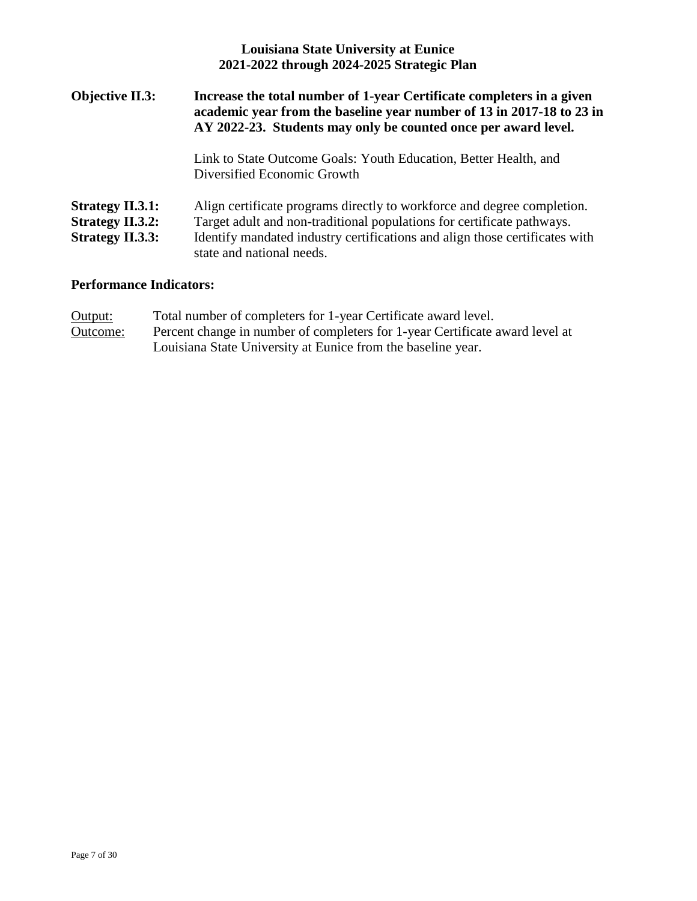**Objective II.3:** **Increase the total number of 1-year Certificate completers in a given academic year from the baseline year number of 13 in 2017-18 to 23 in AY 2022-23. Students may only be counted once per award level.**

Link to State Outcome Goals: Youth Education, Better Health, and Diversified Economic Growth

**Strategy II.3.1:** Align certificate programs directly to workforce and degree completion.
**Strategy II.3.2:** Target adult and non-traditional populations for certificate pathways.
**Strategy II.3.3:** Identify mandated industry certifications and align those certificates with state and national needs.

**Performance Indicators:**

<u>Output:</u> Total number of completers for 1-year Certificate award level.
<u>Outcome:</u> Percent change in number of completers for 1-year Certificate award level at Louisiana State University at Eunice from the baseline year.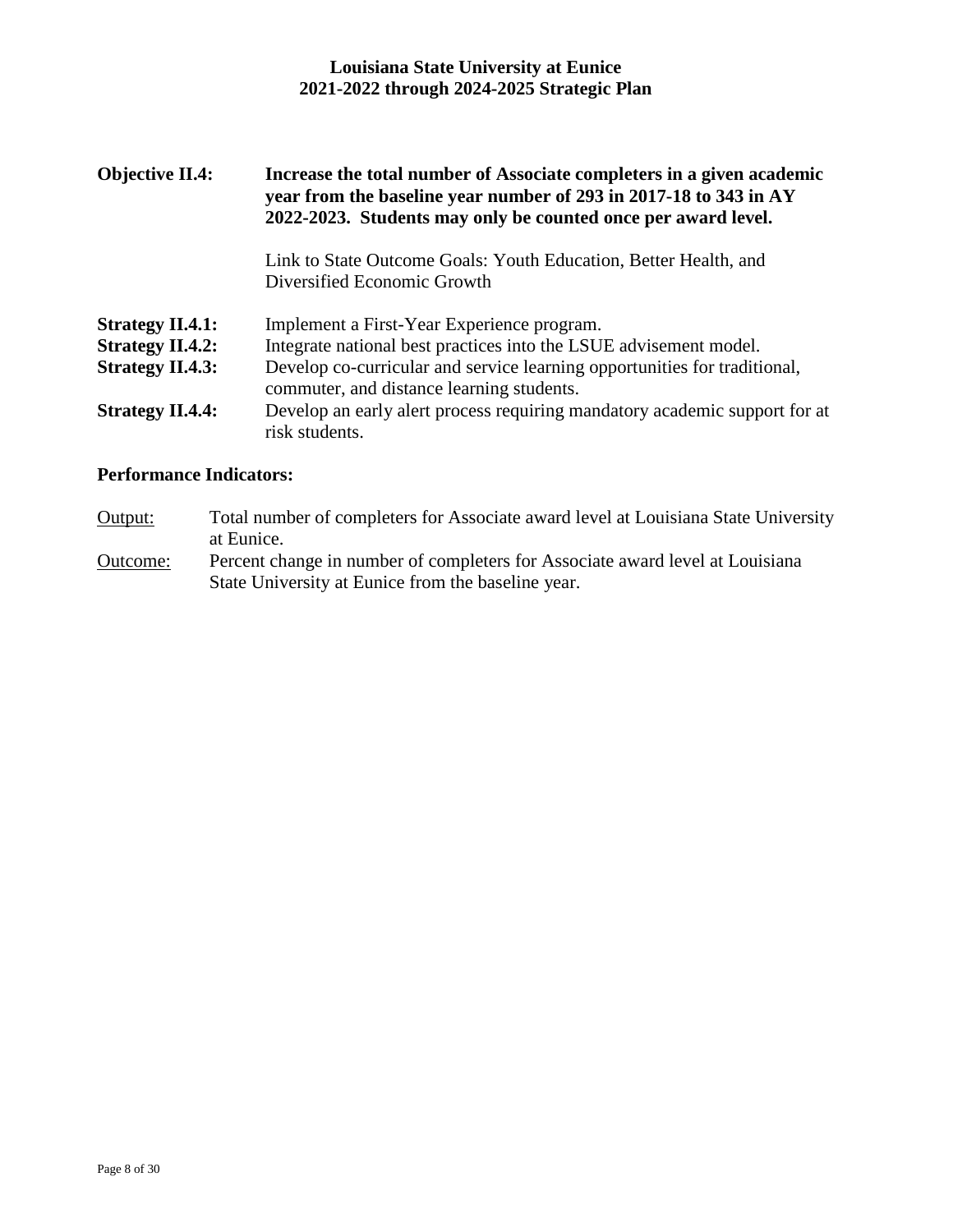**Objective II.4:** **Increase the total number of Associate completers in a given academic year from the baseline year number of 293 in 2017-18 to 343 in AY 2022-2023. Students may only be counted once per award level.**

Link to State Outcome Goals: Youth Education, Better Health, and Diversified Economic Growth

**Strategy II.4.1:** Implement a First-Year Experience program.

**Strategy II.4.2:** Integrate national best practices into the LSUE advisement model.

**Strategy II.4.3:** Develop co-curricular and service learning opportunities for traditional, commuter, and distance learning students.

**Strategy II.4.4:** Develop an early alert process requiring mandatory academic support for at risk students.

**Performance Indicators:**

Output: Total number of completers for Associate award level at Louisiana State University at Eunice.

Outcome: Percent change in number of completers for Associate award level at Louisiana State University at Eunice from the baseline year.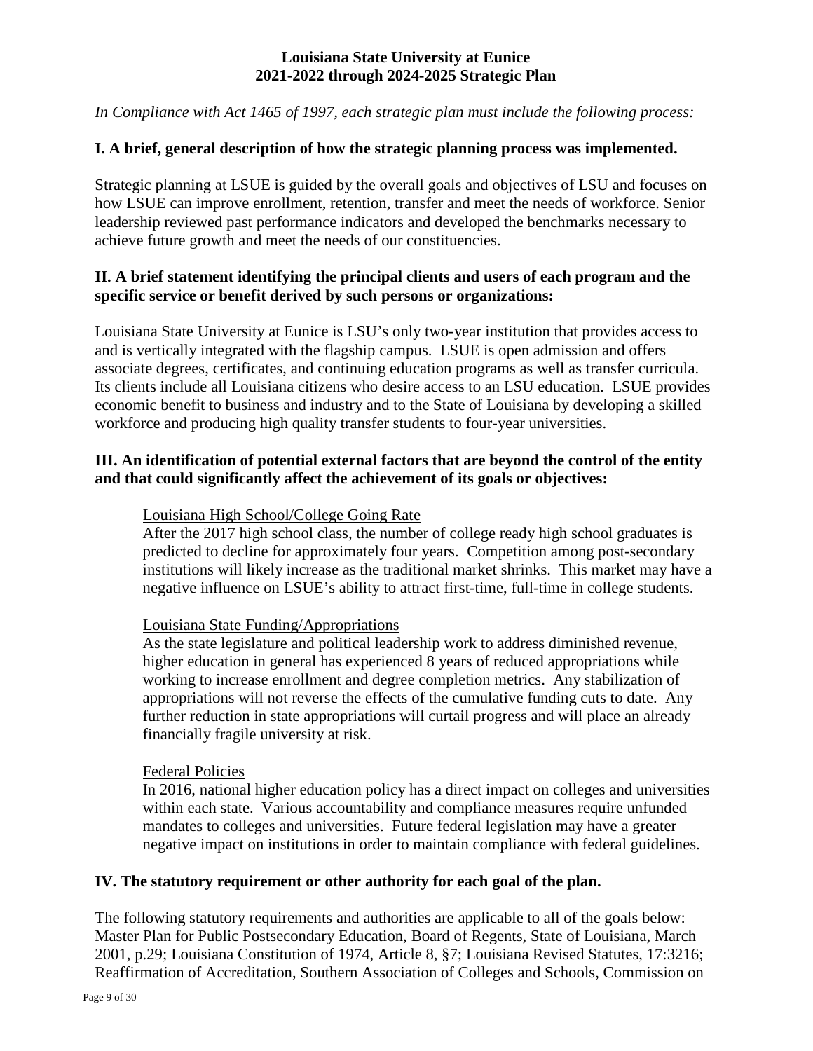# Louisiana State University at Eunice
# 2021-2022 through 2024-2025 Strategic Plan

*In Compliance with Act 1465 of 1997, each strategic plan must include the following process:*

## I. A brief, general description of how the strategic planning process was implemented.

Strategic planning at LSUE is guided by the overall goals and objectives of LSU and focuses on how LSUE can improve enrollment, retention, transfer and meet the needs of workforce. Senior leadership reviewed past performance indicators and developed the benchmarks necessary to achieve future growth and meet the needs of our constituencies.

## II. A brief statement identifying the principal clients and users of each program and the specific service or benefit derived by such persons or organizations:

Louisiana State University at Eunice is LSU's only two-year institution that provides access to and is vertically integrated with the flagship campus. LSUE is open admission and offers associate degrees, certificates, and continuing education programs as well as transfer curricula. Its clients include all Louisiana citizens who desire access to an LSU education. LSUE provides economic benefit to business and industry and to the State of Louisiana by developing a skilled workforce and producing high quality transfer students to four-year universities.

## III. An identification of potential external factors that are beyond the control of the entity and that could significantly affect the achievement of its goals or objectives:

Louisiana High School/College Going Rate

After the 2017 high school class, the number of college ready high school graduates is predicted to decline for approximately four years. Competition among post-secondary institutions will likely increase as the traditional market shrinks. This market may have a negative influence on LSUE's ability to attract first-time, full-time in college students.

Louisiana State Funding/Appropriations

As the state legislature and political leadership work to address diminished revenue, higher education in general has experienced 8 years of reduced appropriations while working to increase enrollment and degree completion metrics. Any stabilization of appropriations will not reverse the effects of the cumulative funding cuts to date. Any further reduction in state appropriations will curtail progress and will place an already financially fragile university at risk.

Federal Policies

In 2016, national higher education policy has a direct impact on colleges and universities within each state. Various accountability and compliance measures require unfunded mandates to colleges and universities. Future federal legislation may have a greater negative impact on institutions in order to maintain compliance with federal guidelines.

## IV. The statutory requirement or other authority for each goal of the plan.

The following statutory requirements and authorities are applicable to all of the goals below: Master Plan for Public Postsecondary Education, Board of Regents, State of Louisiana, March 2001, p.29; Louisiana Constitution of 1974, Article 8, §7; Louisiana Revised Statutes, 17:3216; Reaffirmation of Accreditation, Southern Association of Colleges and Schools, Commission on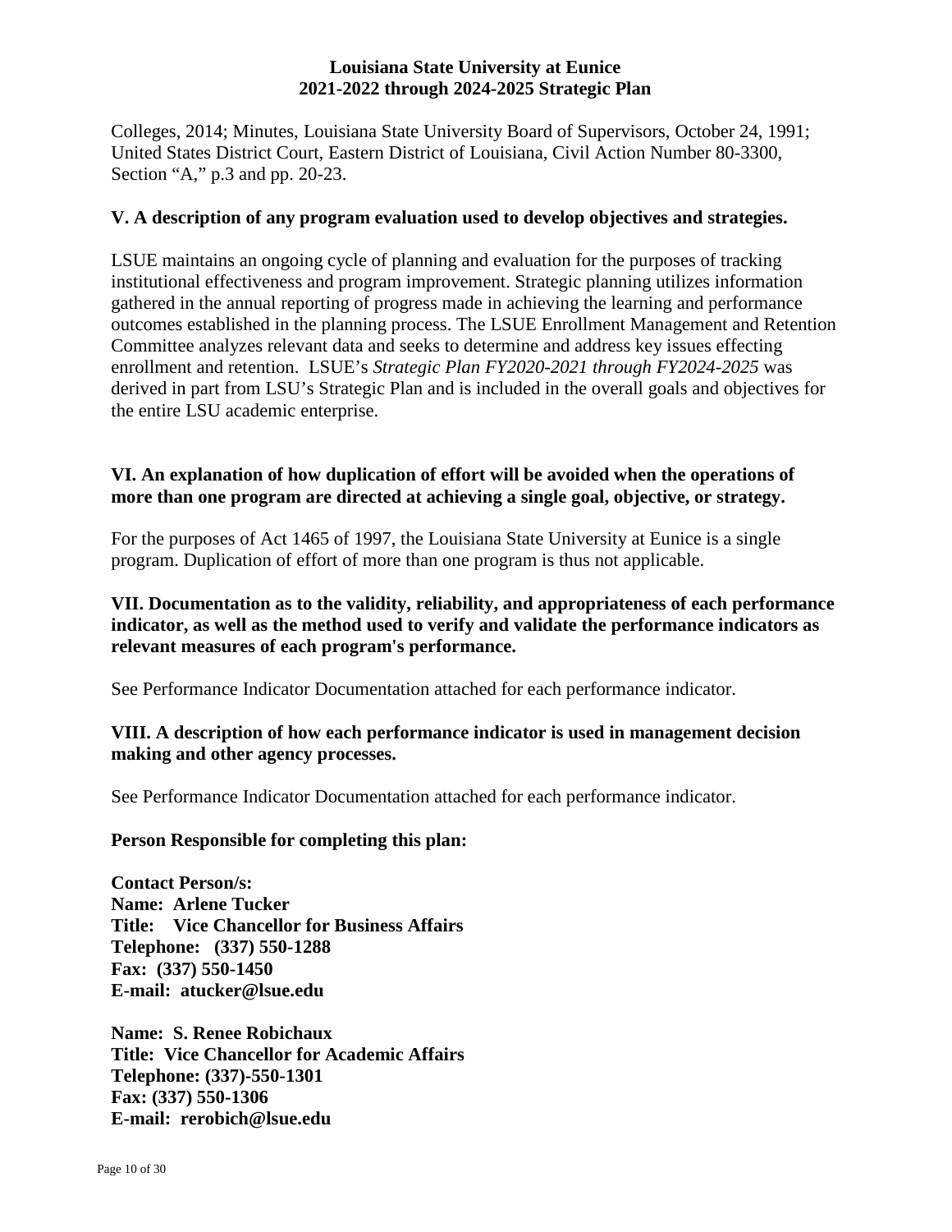Colleges, 2014; Minutes, Louisiana State University Board of Supervisors, October 24, 1991; United States District Court, Eastern District of Louisiana, Civil Action Number 80-3300, Section "A," p.3 and pp. 20-23.

## V. A description of any program evaluation used to develop objectives and strategies.

LSUE maintains an ongoing cycle of planning and evaluation for the purposes of tracking institutional effectiveness and program improvement. Strategic planning utilizes information gathered in the annual reporting of progress made in achieving the learning and performance outcomes established in the planning process. The LSUE Enrollment Management and Retention Committee analyzes relevant data and seeks to determine and address key issues effecting enrollment and retention. LSUE's *Strategic Plan FY2020-2021 through FY2024-2025* was derived in part from LSU's Strategic Plan and is included in the overall goals and objectives for the entire LSU academic enterprise.

## VI. An explanation of how duplication of effort will be avoided when the operations of more than one program are directed at achieving a single goal, objective, or strategy.

For the purposes of Act 1465 of 1997, the Louisiana State University at Eunice is a single program. Duplication of effort of more than one program is thus not applicable.

## VII. Documentation as to the validity, reliability, and appropriateness of each performance indicator, as well as the method used to verify and validate the performance indicators as relevant measures of each program's performance.

See Performance Indicator Documentation attached for each performance indicator.

## VIII. A description of how each performance indicator is used in management decision making and other agency processes.

See Performance Indicator Documentation attached for each performance indicator.

**Person Responsible for completing this plan:**

**Contact Person/s:**
**Name: Arlene Tucker**
**Title: Vice Chancellor for Business Affairs**
**Telephone: (337) 550-1288**
**Fax: (337) 550-1450**
**E-mail: atucker@lsue.edu**

**Name: S. Renee Robichaux**
**Title: Vice Chancellor for Academic Affairs**
**Telephone: (337)-550-1301**
**Fax: (337) 550-1306**
**E-mail: rerobich@lsue.edu**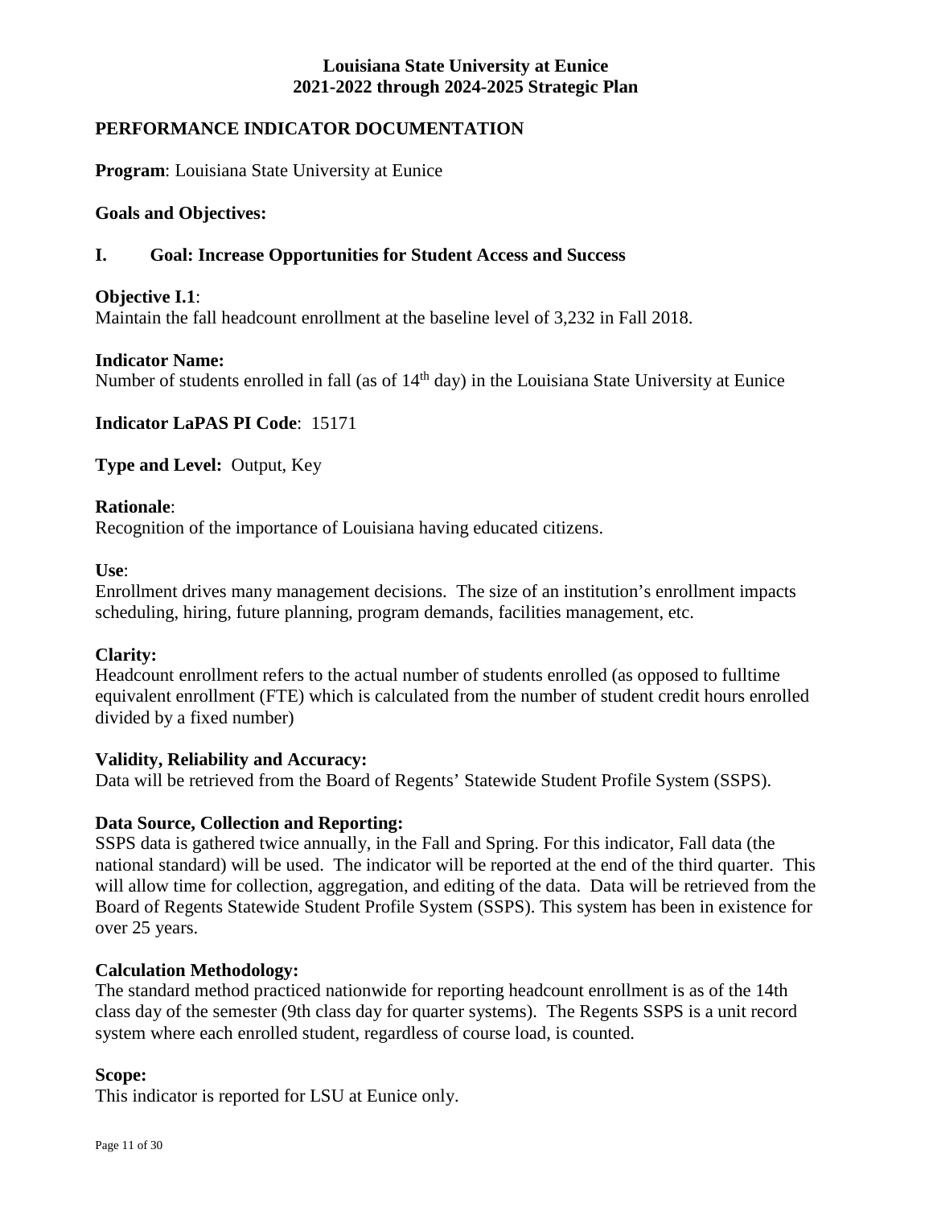# Louisiana State University at Eunice
# 2021-2022 through 2024-2025 Strategic Plan

## PERFORMANCE INDICATOR DOCUMENTATION

**Program**: Louisiana State University at Eunice

**Goals and Objectives:**

**I. Goal: Increase Opportunities for Student Access and Success**

**Objective I.1**:
Maintain the fall headcount enrollment at the baseline level of 3,232 in Fall 2018.

**Indicator Name:**
Number of students enrolled in fall (as of 14th day) in the Louisiana State University at Eunice

**Indicator LaPAS PI Code**: 15171

**Type and Level:** Output, Key

**Rationale**:
Recognition of the importance of Louisiana having educated citizens.

**Use**:
Enrollment drives many management decisions. The size of an institution's enrollment impacts scheduling, hiring, future planning, program demands, facilities management, etc.

**Clarity:**
Headcount enrollment refers to the actual number of students enrolled (as opposed to fulltime equivalent enrollment (FTE) which is calculated from the number of student credit hours enrolled divided by a fixed number)

**Validity, Reliability and Accuracy:**
Data will be retrieved from the Board of Regents' Statewide Student Profile System (SSPS).

**Data Source, Collection and Reporting:**
SSPS data is gathered twice annually, in the Fall and Spring. For this indicator, Fall data (the national standard) will be used. The indicator will be reported at the end of the third quarter. This will allow time for collection, aggregation, and editing of the data. Data will be retrieved from the Board of Regents Statewide Student Profile System (SSPS). This system has been in existence for over 25 years.

**Calculation Methodology:**
The standard method practiced nationwide for reporting headcount enrollment is as of the 14th class day of the semester (9th class day for quarter systems). The Regents SSPS is a unit record system where each enrolled student, regardless of course load, is counted.

**Scope:**
This indicator is reported for LSU at Eunice only.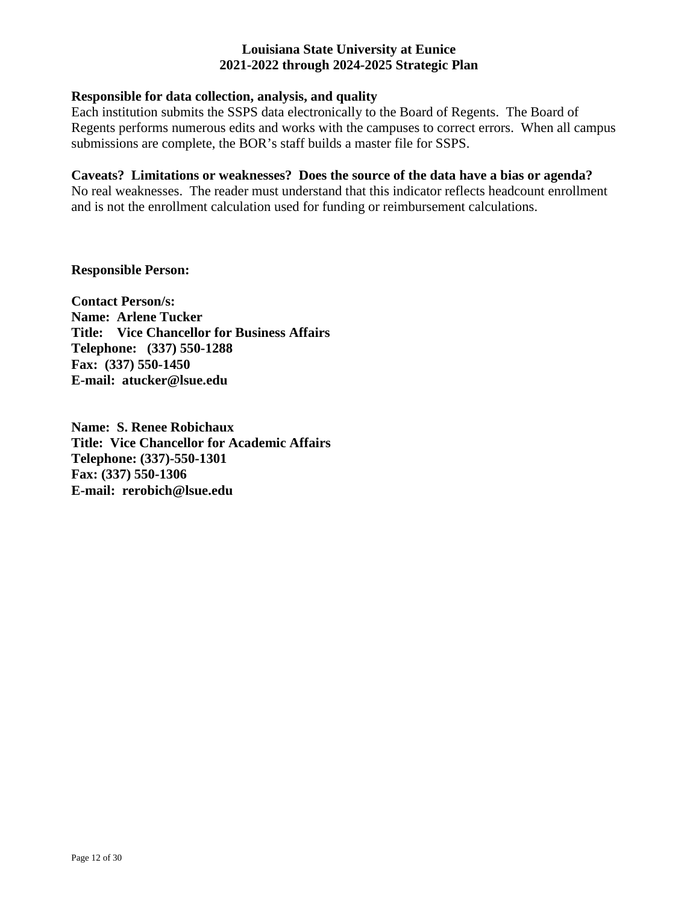**Responsible for data collection, analysis, and quality**

Each institution submits the SSPS data electronically to the Board of Regents. The Board of Regents performs numerous edits and works with the campuses to correct errors. When all campus submissions are complete, the BOR's staff builds a master file for SSPS.

**Caveats? Limitations or weaknesses? Does the source of the data have a bias or agenda?**

No real weaknesses. The reader must understand that this indicator reflects headcount enrollment and is not the enrollment calculation used for funding or reimbursement calculations.

**Responsible Person:**

**Contact Person/s:**
**Name: Arlene Tucker**
**Title: Vice Chancellor for Business Affairs**
**Telephone: (337) 550-1288**
**Fax: (337) 550-1450**
**E-mail: atucker@lsue.edu**

**Name: S. Renee Robichaux**
**Title: Vice Chancellor for Academic Affairs**
**Telephone: (337)-550-1301**
**Fax: (337) 550-1306**
**E-mail: rerobich@lsue.edu**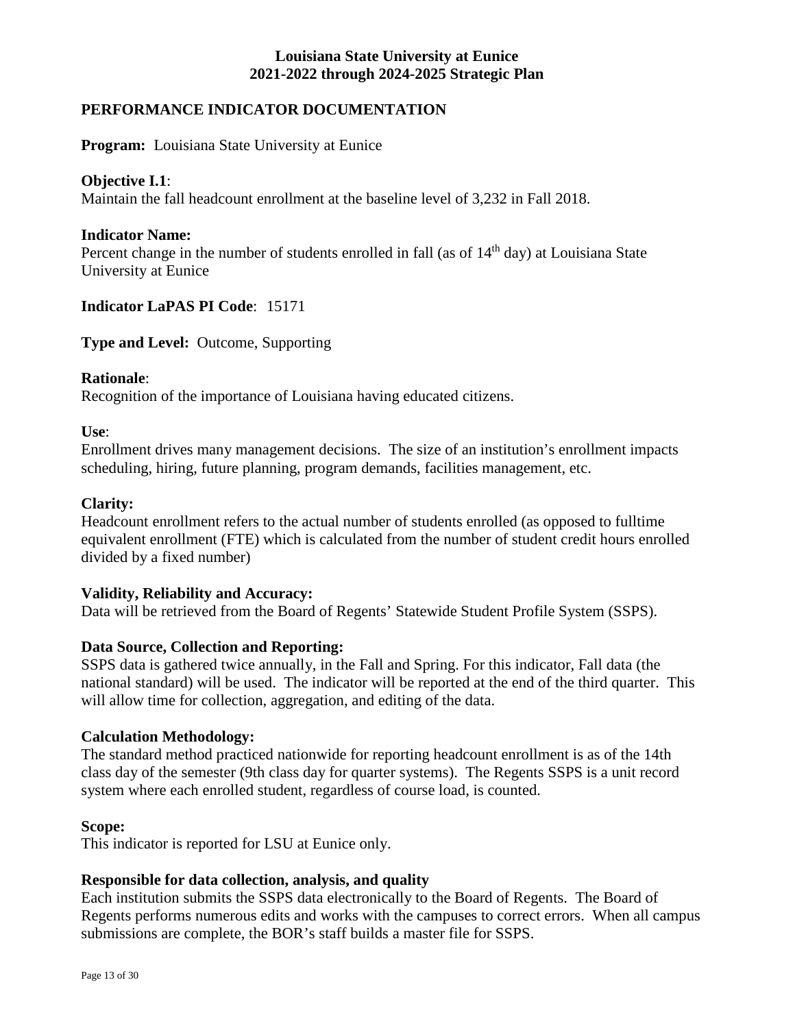**Louisiana State University at Eunice**
**2021-2022 through 2024-2025 Strategic Plan**

## PERFORMANCE INDICATOR DOCUMENTATION

**Program:** Louisiana State University at Eunice

**Objective I.1**:
Maintain the fall headcount enrollment at the baseline level of 3,232 in Fall 2018.

**Indicator Name:**
Percent change in the number of students enrolled in fall (as of 14th day) at Louisiana State University at Eunice

**Indicator LaPAS PI Code**: 15171

**Type and Level:** Outcome, Supporting

**Rationale**:
Recognition of the importance of Louisiana having educated citizens.

**Use**:
Enrollment drives many management decisions. The size of an institution's enrollment impacts scheduling, hiring, future planning, program demands, facilities management, etc.

**Clarity:**
Headcount enrollment refers to the actual number of students enrolled (as opposed to fulltime equivalent enrollment (FTE) which is calculated from the number of student credit hours enrolled divided by a fixed number)

**Validity, Reliability and Accuracy:**
Data will be retrieved from the Board of Regents' Statewide Student Profile System (SSPS).

**Data Source, Collection and Reporting:**
SSPS data is gathered twice annually, in the Fall and Spring. For this indicator, Fall data (the national standard) will be used. The indicator will be reported at the end of the third quarter. This will allow time for collection, aggregation, and editing of the data.

**Calculation Methodology:**
The standard method practiced nationwide for reporting headcount enrollment is as of the 14th class day of the semester (9th class day for quarter systems). The Regents SSPS is a unit record system where each enrolled student, regardless of course load, is counted.

**Scope:**
This indicator is reported for LSU at Eunice only.

**Responsible for data collection, analysis, and quality**
Each institution submits the SSPS data electronically to the Board of Regents. The Board of Regents performs numerous edits and works with the campuses to correct errors. When all campus submissions are complete, the BOR's staff builds a master file for SSPS.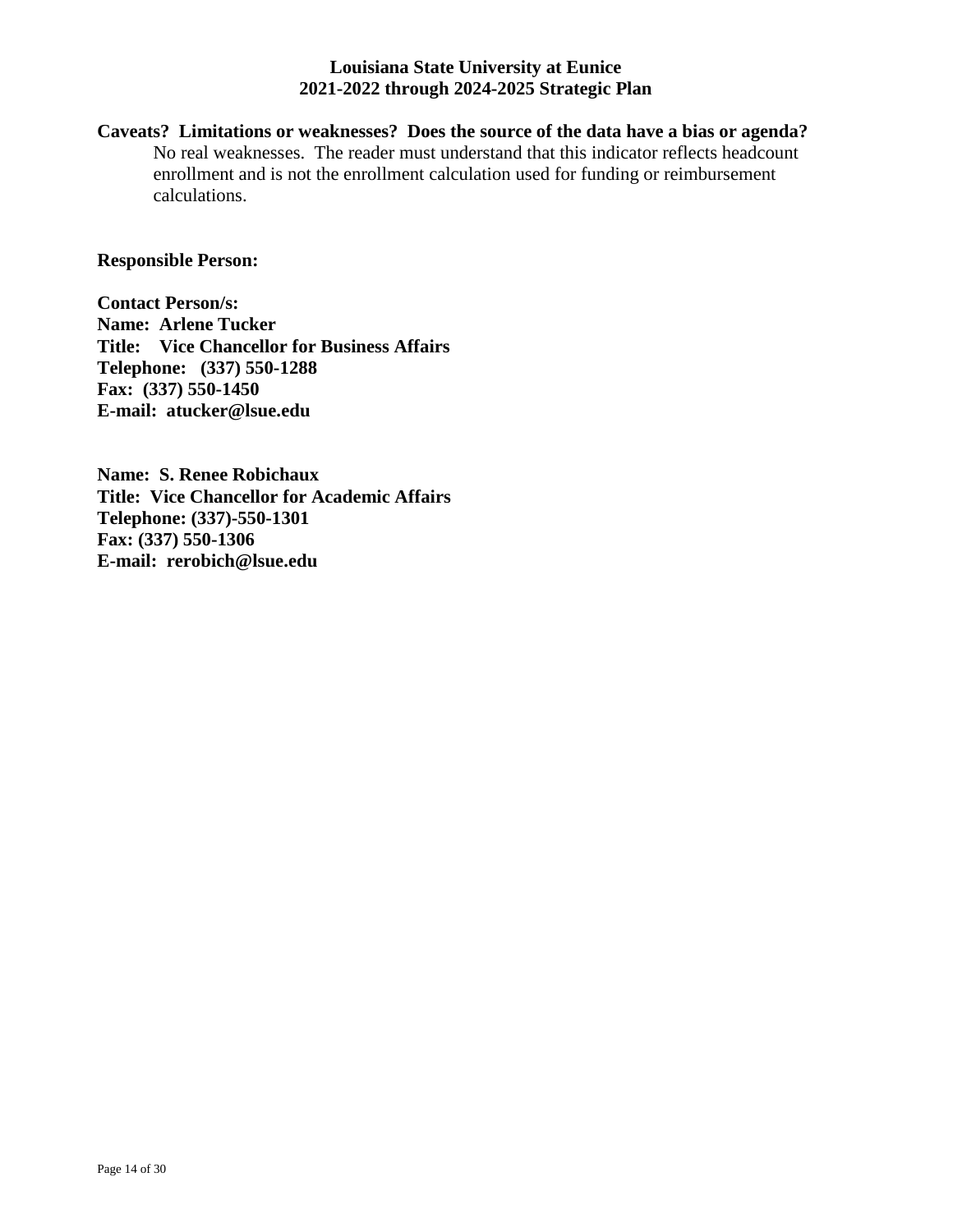**Caveats? Limitations or weaknesses? Does the source of the data have a bias or agenda?**

No real weaknesses. The reader must understand that this indicator reflects headcount enrollment and is not the enrollment calculation used for funding or reimbursement calculations.

**Responsible Person:**

**Contact Person/s:**
**Name: Arlene Tucker**
**Title: Vice Chancellor for Business Affairs**
**Telephone: (337) 550-1288**
**Fax: (337) 550-1450**
**E-mail: atucker@lsue.edu**

**Name: S. Renee Robichaux**
**Title: Vice Chancellor for Academic Affairs**
**Telephone: (337)-550-1301**
**Fax: (337) 550-1306**
**E-mail: rerobich@lsue.edu**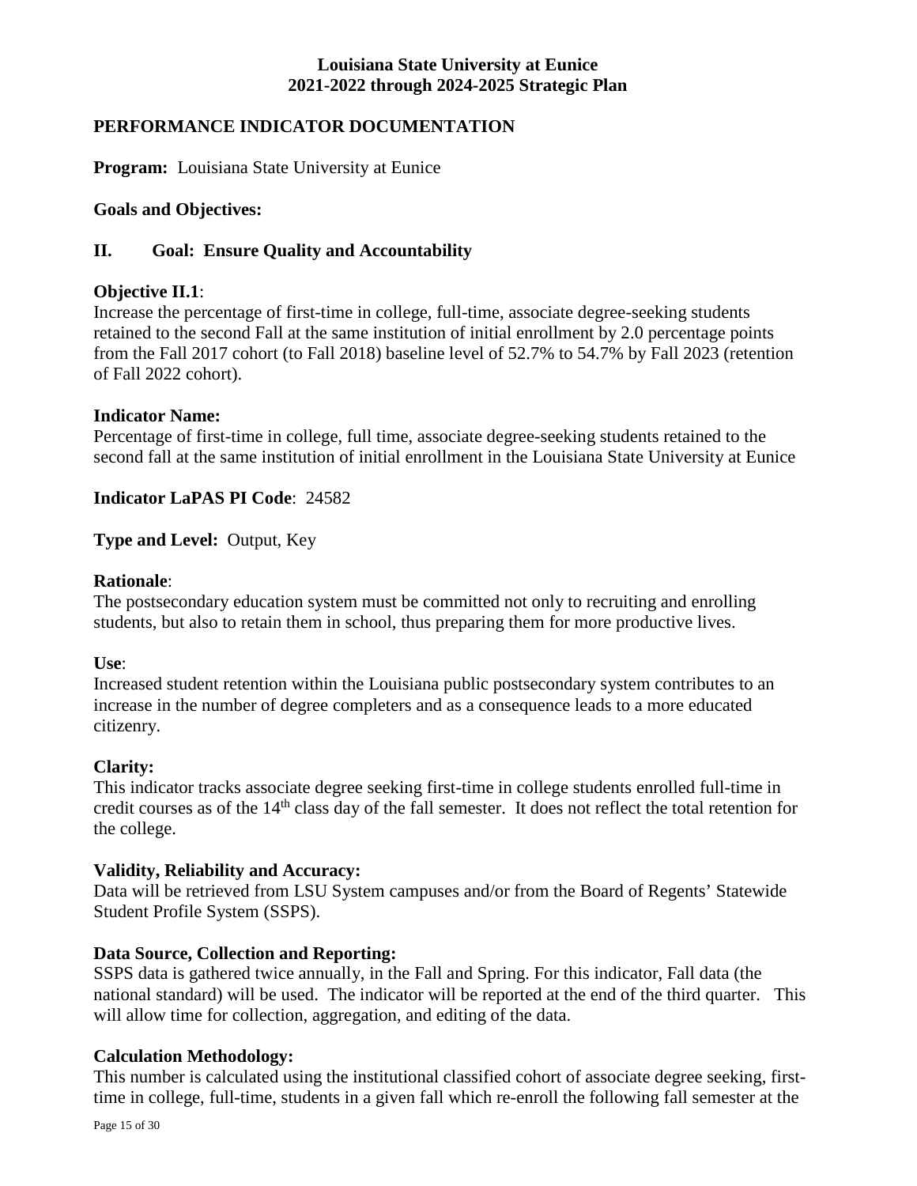# Louisiana State University at Eunice
# 2021-2022 through 2024-2025 Strategic Plan

## PERFORMANCE INDICATOR DOCUMENTATION

**Program:** Louisiana State University at Eunice

**Goals and Objectives:**

**II. Goal: Ensure Quality and Accountability**

**Objective II.1**:
Increase the percentage of first-time in college, full-time, associate degree-seeking students retained to the second Fall at the same institution of initial enrollment by 2.0 percentage points from the Fall 2017 cohort (to Fall 2018) baseline level of 52.7% to 54.7% by Fall 2023 (retention of Fall 2022 cohort).

**Indicator Name:**
Percentage of first-time in college, full time, associate degree-seeking students retained to the second fall at the same institution of initial enrollment in the Louisiana State University at Eunice

**Indicator LaPAS PI Code**: 24582

**Type and Level:** Output, Key

**Rationale**:
The postsecondary education system must be committed not only to recruiting and enrolling students, but also to retain them in school, thus preparing them for more productive lives.

**Use**:
Increased student retention within the Louisiana public postsecondary system contributes to an increase in the number of degree completers and as a consequence leads to a more educated citizenry.

**Clarity:**
This indicator tracks associate degree seeking first-time in college students enrolled full-time in credit courses as of the 14th class day of the fall semester. It does not reflect the total retention for the college.

**Validity, Reliability and Accuracy:**
Data will be retrieved from LSU System campuses and/or from the Board of Regents' Statewide Student Profile System (SSPS).

**Data Source, Collection and Reporting:**
SSPS data is gathered twice annually, in the Fall and Spring. For this indicator, Fall data (the national standard) will be used. The indicator will be reported at the end of the third quarter. This will allow time for collection, aggregation, and editing of the data.

**Calculation Methodology:**
This number is calculated using the institutional classified cohort of associate degree seeking, first-time in college, full-time, students in a given fall which re-enroll the following fall semester at the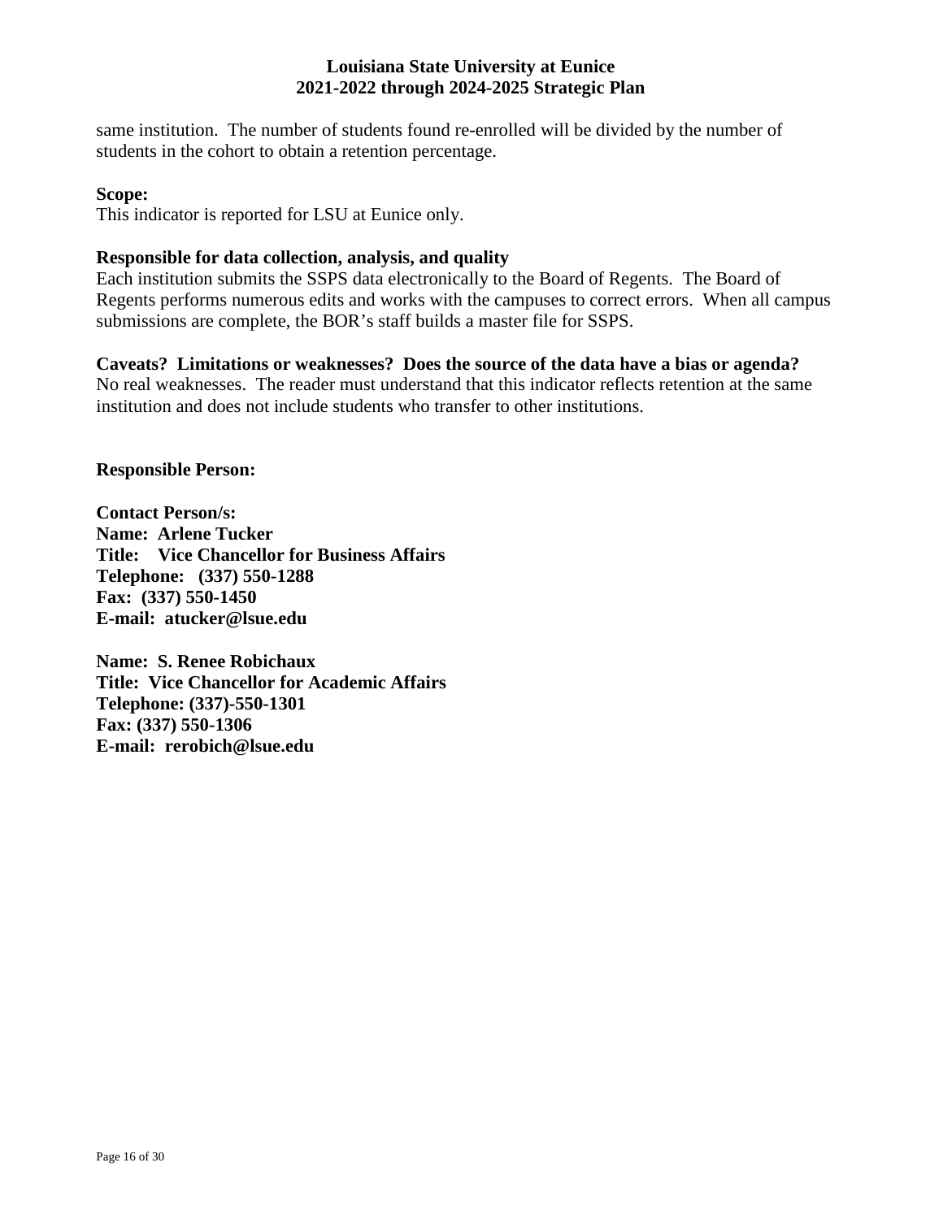same institution. The number of students found re-enrolled will be divided by the number of students in the cohort to obtain a retention percentage.

**Scope:**
This indicator is reported for LSU at Eunice only.

**Responsible for data collection, analysis, and quality**
Each institution submits the SSPS data electronically to the Board of Regents. The Board of Regents performs numerous edits and works with the campuses to correct errors. When all campus submissions are complete, the BOR's staff builds a master file for SSPS.

**Caveats? Limitations or weaknesses? Does the source of the data have a bias or agenda?**
No real weaknesses. The reader must understand that this indicator reflects retention at the same institution and does not include students who transfer to other institutions.

**Responsible Person:**

**Contact Person/s:**
**Name: Arlene Tucker**
**Title: Vice Chancellor for Business Affairs**
**Telephone: (337) 550-1288**
**Fax: (337) 550-1450**
**E-mail: atucker@lsue.edu**

**Name: S. Renee Robichaux**
**Title: Vice Chancellor for Academic Affairs**
**Telephone: (337)-550-1301**
**Fax: (337) 550-1306**
**E-mail: rerobich@lsue.edu**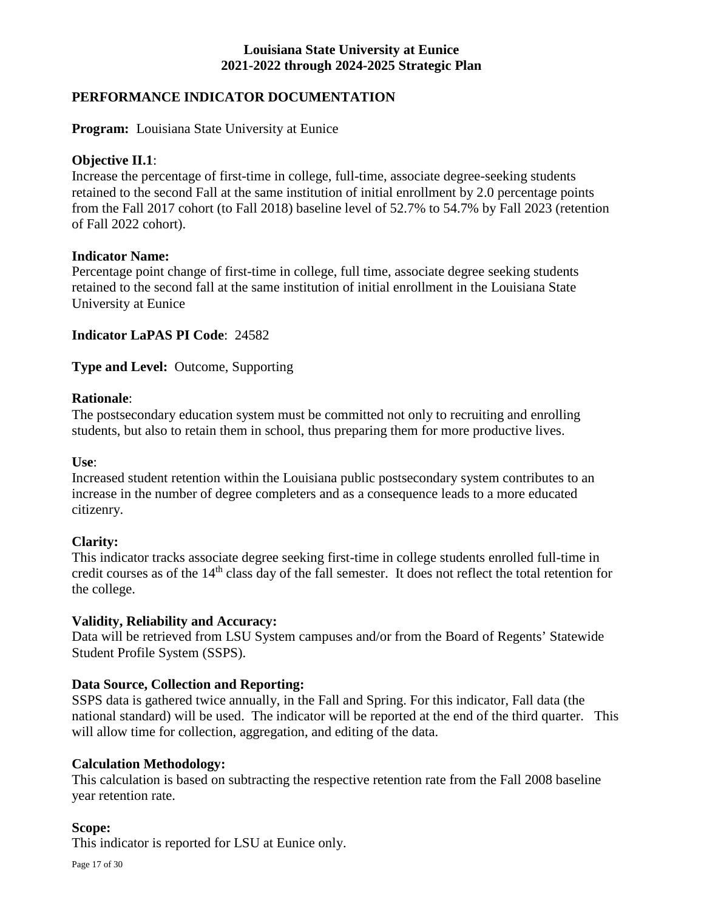# Louisiana State University at Eunice
# 2021-2022 through 2024-2025 Strategic Plan

## PERFORMANCE INDICATOR DOCUMENTATION

**Program:** Louisiana State University at Eunice

**Objective II.1**:
Increase the percentage of first-time in college, full-time, associate degree-seeking students retained to the second Fall at the same institution of initial enrollment by 2.0 percentage points from the Fall 2017 cohort (to Fall 2018) baseline level of 52.7% to 54.7% by Fall 2023 (retention of Fall 2022 cohort).

**Indicator Name:**
Percentage point change of first-time in college, full time, associate degree seeking students retained to the second fall at the same institution of initial enrollment in the Louisiana State University at Eunice

**Indicator LaPAS PI Code**: 24582

**Type and Level:** Outcome, Supporting

**Rationale**:
The postsecondary education system must be committed not only to recruiting and enrolling students, but also to retain them in school, thus preparing them for more productive lives.

**Use**:
Increased student retention within the Louisiana public postsecondary system contributes to an increase in the number of degree completers and as a consequence leads to a more educated citizenry.

**Clarity:**
This indicator tracks associate degree seeking first-time in college students enrolled full-time in credit courses as of the 14th class day of the fall semester. It does not reflect the total retention for the college.

**Validity, Reliability and Accuracy:**
Data will be retrieved from LSU System campuses and/or from the Board of Regents' Statewide Student Profile System (SSPS).

**Data Source, Collection and Reporting:**
SSPS data is gathered twice annually, in the Fall and Spring. For this indicator, Fall data (the national standard) will be used. The indicator will be reported at the end of the third quarter. This will allow time for collection, aggregation, and editing of the data.

**Calculation Methodology:**
This calculation is based on subtracting the respective retention rate from the Fall 2008 baseline year retention rate.

**Scope:**
This indicator is reported for LSU at Eunice only.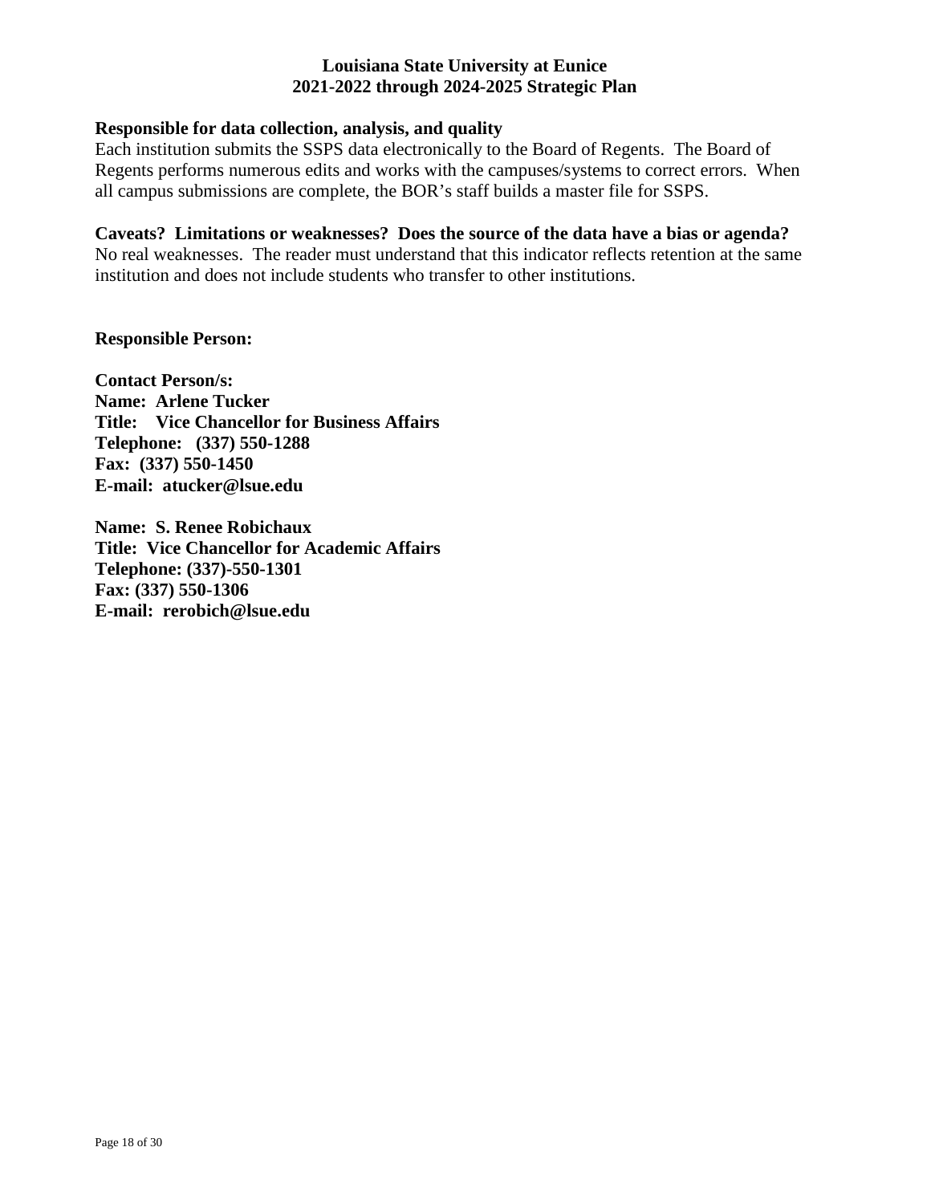**Responsible for data collection, analysis, and quality**
Each institution submits the SSPS data electronically to the Board of Regents. The Board of Regents performs numerous edits and works with the campuses/systems to correct errors. When all campus submissions are complete, the BOR's staff builds a master file for SSPS.

**Caveats? Limitations or weaknesses? Does the source of the data have a bias or agenda?**
No real weaknesses. The reader must understand that this indicator reflects retention at the same institution and does not include students who transfer to other institutions.

**Responsible Person:**

**Contact Person/s:**
**Name: Arlene Tucker**
**Title: Vice Chancellor for Business Affairs**
**Telephone: (337) 550-1288**
**Fax: (337) 550-1450**
**E-mail: atucker@lsue.edu**

**Name: S. Renee Robichaux**
**Title: Vice Chancellor for Academic Affairs**
**Telephone: (337)-550-1301**
**Fax: (337) 550-1306**
**E-mail: rerobich@lsue.edu**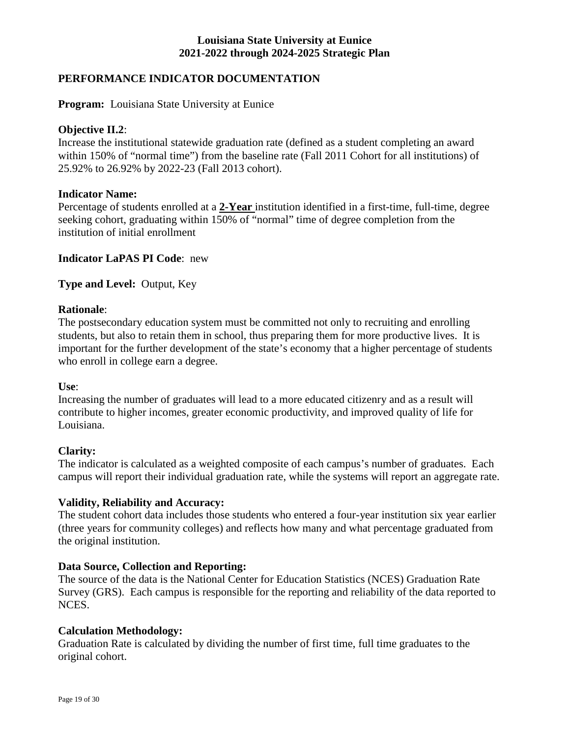# Louisiana State University at Eunice
# 2021-2022 through 2024-2025 Strategic Plan

## PERFORMANCE INDICATOR DOCUMENTATION

**Program:** Louisiana State University at Eunice

**Objective II.2**:
Increase the institutional statewide graduation rate (defined as a student completing an award within 150% of "normal time") from the baseline rate (Fall 2011 Cohort for all institutions) of 25.92% to 26.92% by 2022-23 (Fall 2013 cohort).

**Indicator Name:**
Percentage of students enrolled at a **2-Year** institution identified in a first-time, full-time, degree seeking cohort, graduating within 150% of "normal" time of degree completion from the institution of initial enrollment

**Indicator LaPAS PI Code**: new

**Type and Level:** Output, Key

**Rationale**:
The postsecondary education system must be committed not only to recruiting and enrolling students, but also to retain them in school, thus preparing them for more productive lives. It is important for the further development of the state's economy that a higher percentage of students who enroll in college earn a degree.

**Use**:
Increasing the number of graduates will lead to a more educated citizenry and as a result will contribute to higher incomes, greater economic productivity, and improved quality of life for Louisiana.

**Clarity:**
The indicator is calculated as a weighted composite of each campus's number of graduates. Each campus will report their individual graduation rate, while the systems will report an aggregate rate.

**Validity, Reliability and Accuracy:**
The student cohort data includes those students who entered a four-year institution six year earlier (three years for community colleges) and reflects how many and what percentage graduated from the original institution.

**Data Source, Collection and Reporting:**
The source of the data is the National Center for Education Statistics (NCES) Graduation Rate Survey (GRS). Each campus is responsible for the reporting and reliability of the data reported to NCES.

**Calculation Methodology:**
Graduation Rate is calculated by dividing the number of first time, full time graduates to the original cohort.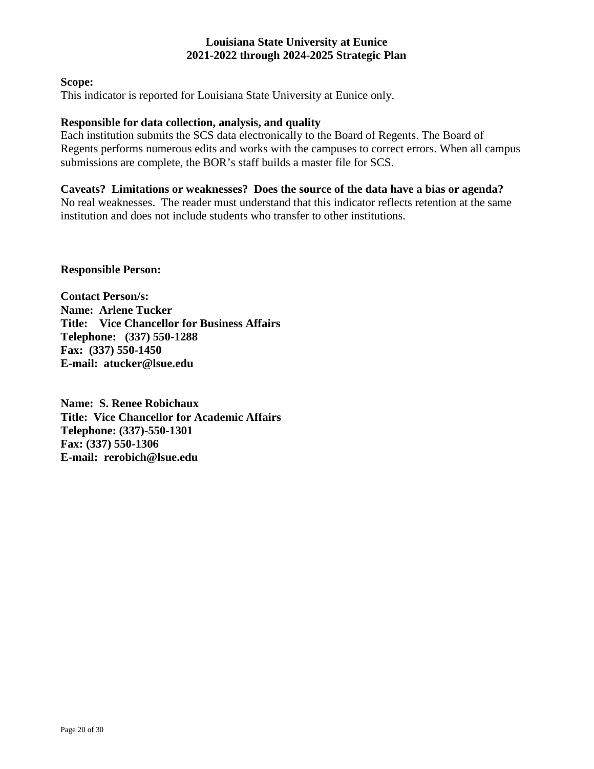**Louisiana State University at Eunice**
**2021-2022 through 2024-2025 Strategic Plan**

**Scope:**
This indicator is reported for Louisiana State University at Eunice only.

**Responsible for data collection, analysis, and quality**
Each institution submits the SCS data electronically to the Board of Regents. The Board of Regents performs numerous edits and works with the campuses to correct errors. When all campus submissions are complete, the BOR's staff builds a master file for SCS.

**Caveats? Limitations or weaknesses? Does the source of the data have a bias or agenda?**
No real weaknesses. The reader must understand that this indicator reflects retention at the same institution and does not include students who transfer to other institutions.

**Responsible Person:**

**Contact Person/s:**
**Name: Arlene Tucker**
**Title: Vice Chancellor for Business Affairs**
**Telephone: (337) 550-1288**
**Fax: (337) 550-1450**
**E-mail: atucker@lsue.edu**

**Name: S. Renee Robichaux**
**Title: Vice Chancellor for Academic Affairs**
**Telephone: (337)-550-1301**
**Fax: (337) 550-1306**
**E-mail: rerobich@lsue.edu**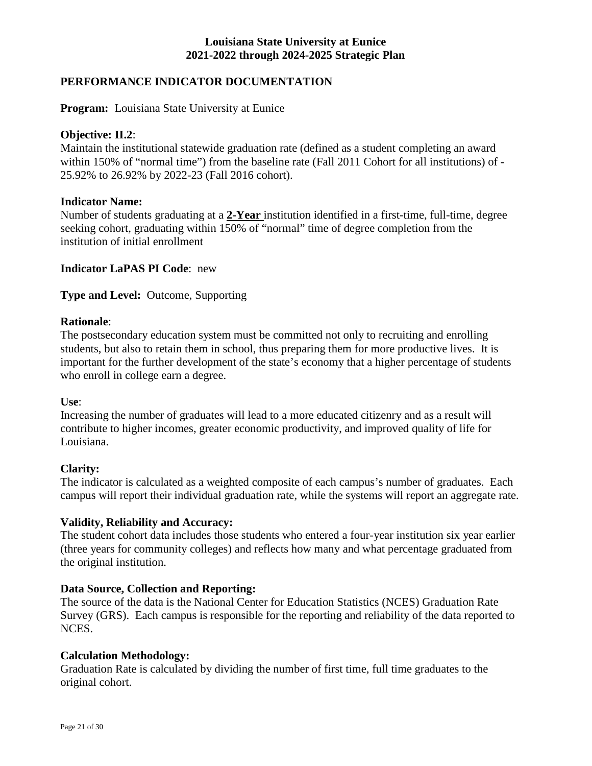# Louisiana State University at Eunice
# 2021-2022 through 2024-2025 Strategic Plan

## PERFORMANCE INDICATOR DOCUMENTATION

**Program:** Louisiana State University at Eunice

**Objective: II.2**:
Maintain the institutional statewide graduation rate (defined as a student completing an award within 150% of "normal time") from the baseline rate (Fall 2011 Cohort for all institutions) of - 25.92% to 26.92% by 2022-23 (Fall 2016 cohort).

**Indicator Name:**
Number of students graduating at a **2-Year** institution identified in a first-time, full-time, degree seeking cohort, graduating within 150% of "normal" time of degree completion from the institution of initial enrollment

**Indicator LaPAS PI Code**: new

**Type and Level:** Outcome, Supporting

**Rationale**:
The postsecondary education system must be committed not only to recruiting and enrolling students, but also to retain them in school, thus preparing them for more productive lives. It is important for the further development of the state's economy that a higher percentage of students who enroll in college earn a degree.

**Use**:
Increasing the number of graduates will lead to a more educated citizenry and as a result will contribute to higher incomes, greater economic productivity, and improved quality of life for Louisiana.

**Clarity:**
The indicator is calculated as a weighted composite of each campus's number of graduates. Each campus will report their individual graduation rate, while the systems will report an aggregate rate.

**Validity, Reliability and Accuracy:**
The student cohort data includes those students who entered a four-year institution six year earlier (three years for community colleges) and reflects how many and what percentage graduated from the original institution.

**Data Source, Collection and Reporting:**
The source of the data is the National Center for Education Statistics (NCES) Graduation Rate Survey (GRS). Each campus is responsible for the reporting and reliability of the data reported to NCES.

**Calculation Methodology:**
Graduation Rate is calculated by dividing the number of first time, full time graduates to the original cohort.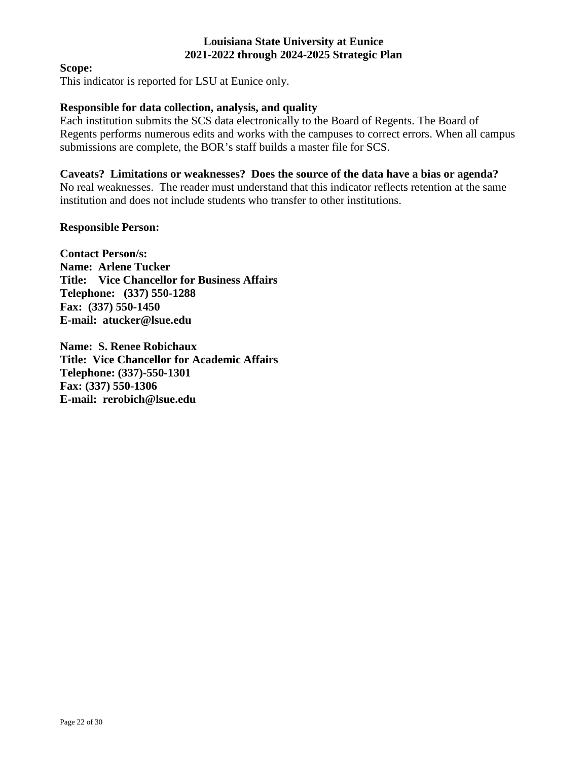**Scope:**
This indicator is reported for LSU at Eunice only.

**Responsible for data collection, analysis, and quality**
Each institution submits the SCS data electronically to the Board of Regents. The Board of Regents performs numerous edits and works with the campuses to correct errors. When all campus submissions are complete, the BOR's staff builds a master file for SCS.

**Caveats? Limitations or weaknesses? Does the source of the data have a bias or agenda?**
No real weaknesses. The reader must understand that this indicator reflects retention at the same institution and does not include students who transfer to other institutions.

**Responsible Person:**

**Contact Person/s:**
**Name: Arlene Tucker**
**Title: Vice Chancellor for Business Affairs**
**Telephone: (337) 550-1288**
**Fax: (337) 550-1450**
**E-mail: atucker@lsue.edu**

**Name: S. Renee Robichaux**
**Title: Vice Chancellor for Academic Affairs**
**Telephone: (337)-550-1301**
**Fax: (337) 550-1306**
**E-mail: rerobich@lsue.edu**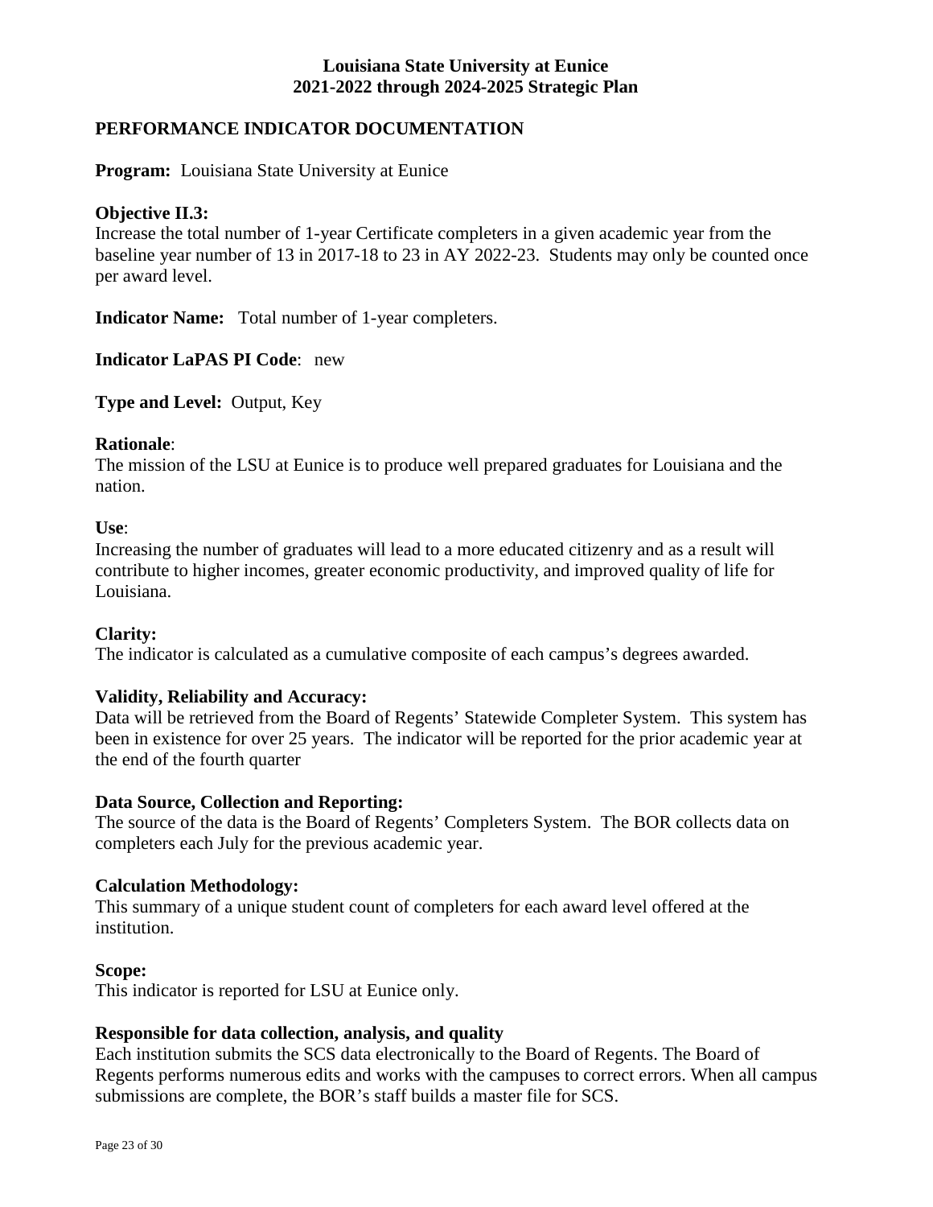# Louisiana State University at Eunice
# 2021-2022 through 2024-2025 Strategic Plan

## PERFORMANCE INDICATOR DOCUMENTATION

**Program:** Louisiana State University at Eunice

**Objective II.3:**
Increase the total number of 1-year Certificate completers in a given academic year from the baseline year number of 13 in 2017-18 to 23 in AY 2022-23. Students may only be counted once per award level.

**Indicator Name:** Total number of 1-year completers.

**Indicator LaPAS PI Code**: new

**Type and Level:** Output, Key

**Rationale**:
The mission of the LSU at Eunice is to produce well prepared graduates for Louisiana and the nation.

**Use**:
Increasing the number of graduates will lead to a more educated citizenry and as a result will contribute to higher incomes, greater economic productivity, and improved quality of life for Louisiana.

**Clarity:**
The indicator is calculated as a cumulative composite of each campus's degrees awarded.

**Validity, Reliability and Accuracy:**
Data will be retrieved from the Board of Regents' Statewide Completer System. This system has been in existence for over 25 years. The indicator will be reported for the prior academic year at the end of the fourth quarter

**Data Source, Collection and Reporting:**
The source of the data is the Board of Regents' Completers System. The BOR collects data on completers each July for the previous academic year.

**Calculation Methodology:**
This summary of a unique student count of completers for each award level offered at the institution.

**Scope:**
This indicator is reported for LSU at Eunice only.

**Responsible for data collection, analysis, and quality**
Each institution submits the SCS data electronically to the Board of Regents. The Board of Regents performs numerous edits and works with the campuses to correct errors. When all campus submissions are complete, the BOR's staff builds a master file for SCS.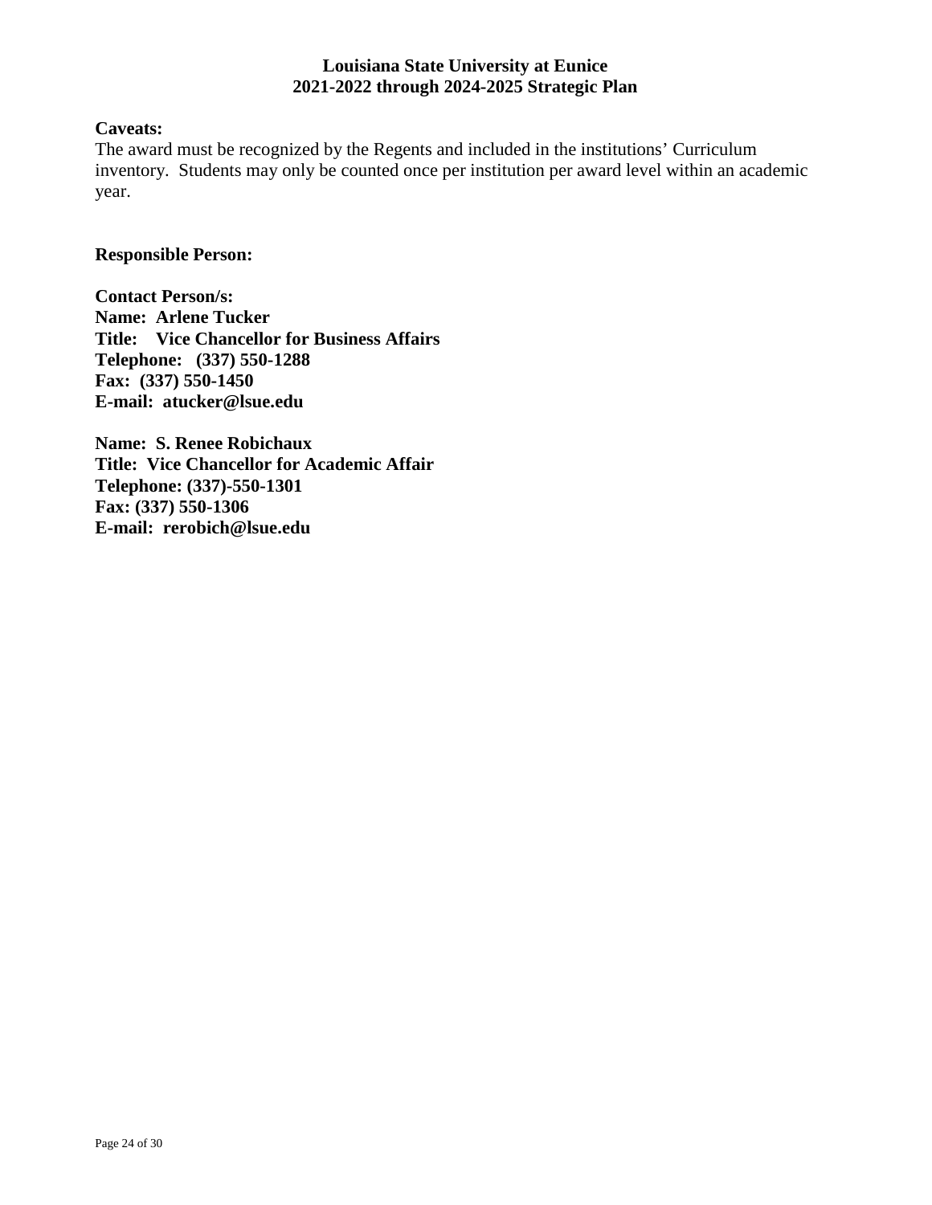**Caveats:**

The award must be recognized by the Regents and included in the institutions' Curriculum inventory. Students may only be counted once per institution per award level within an academic year.

**Responsible Person:**

**Contact Person/s:**
**Name: Arlene Tucker**
**Title: Vice Chancellor for Business Affairs**
**Telephone: (337) 550-1288**
**Fax: (337) 550-1450**
**E-mail: atucker@lsue.edu**

**Name: S. Renee Robichaux**
**Title: Vice Chancellor for Academic Affair**
**Telephone: (337)-550-1301**
**Fax: (337) 550-1306**
**E-mail: rerobich@lsue.edu**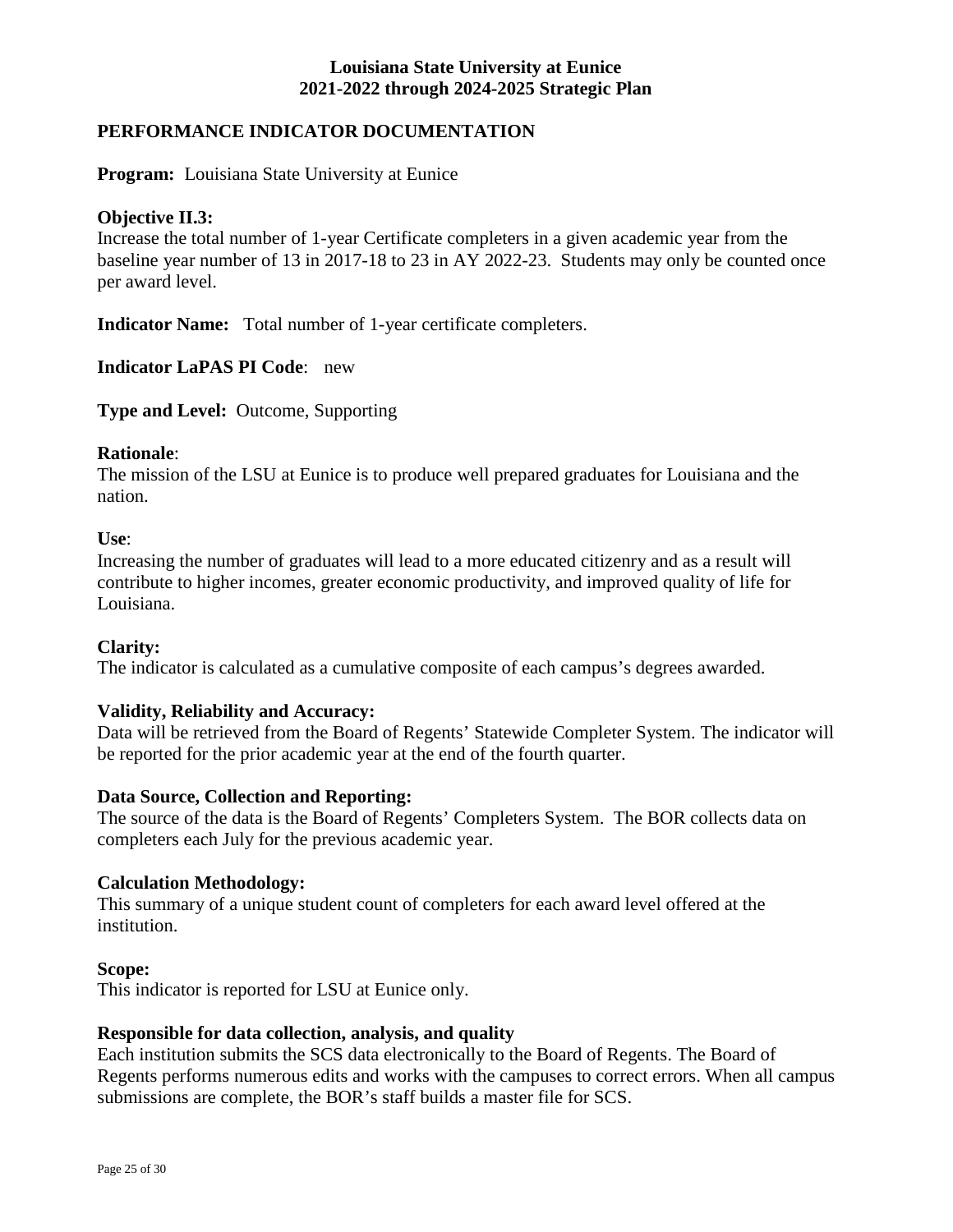# Louisiana State University at Eunice
# 2021-2022 through 2024-2025 Strategic Plan

## PERFORMANCE INDICATOR DOCUMENTATION

**Program:** Louisiana State University at Eunice

**Objective II.3:**
Increase the total number of 1-year Certificate completers in a given academic year from the baseline year number of 13 in 2017-18 to 23 in AY 2022-23. Students may only be counted once per award level.

**Indicator Name:** Total number of 1-year certificate completers.

**Indicator LaPAS PI Code**: new

**Type and Level:** Outcome, Supporting

**Rationale**:
The mission of the LSU at Eunice is to produce well prepared graduates for Louisiana and the nation.

**Use**:
Increasing the number of graduates will lead to a more educated citizenry and as a result will contribute to higher incomes, greater economic productivity, and improved quality of life for Louisiana.

**Clarity:**
The indicator is calculated as a cumulative composite of each campus's degrees awarded.

**Validity, Reliability and Accuracy:**
Data will be retrieved from the Board of Regents' Statewide Completer System. The indicator will be reported for the prior academic year at the end of the fourth quarter.

**Data Source, Collection and Reporting:**
The source of the data is the Board of Regents' Completers System. The BOR collects data on completers each July for the previous academic year.

**Calculation Methodology:**
This summary of a unique student count of completers for each award level offered at the institution.

**Scope:**
This indicator is reported for LSU at Eunice only.

**Responsible for data collection, analysis, and quality**
Each institution submits the SCS data electronically to the Board of Regents. The Board of Regents performs numerous edits and works with the campuses to correct errors. When all campus submissions are complete, the BOR's staff builds a master file for SCS.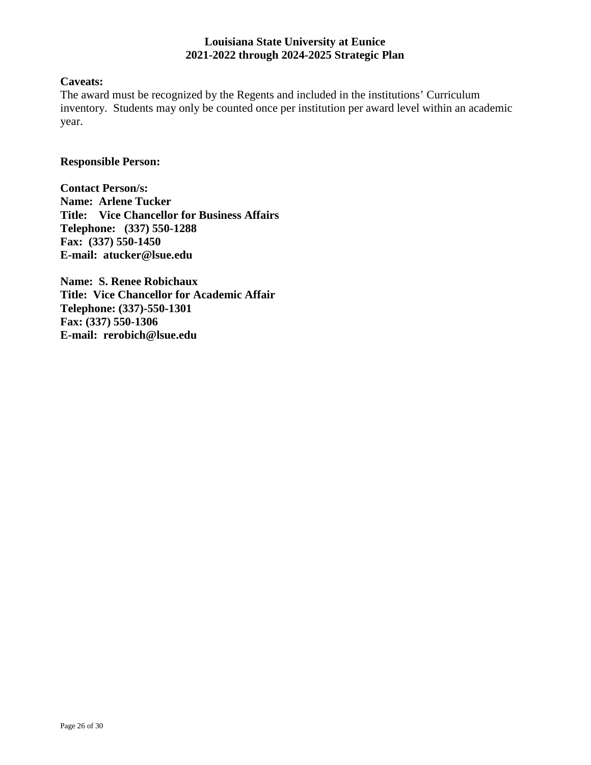**Caveats:**

The award must be recognized by the Regents and included in the institutions' Curriculum inventory. Students may only be counted once per institution per award level within an academic year.

**Responsible Person:**

**Contact Person/s:**
**Name: Arlene Tucker**
**Title: Vice Chancellor for Business Affairs**
**Telephone: (337) 550-1288**
**Fax: (337) 550-1450**
**E-mail: atucker@lsue.edu**

**Name: S. Renee Robichaux**
**Title: Vice Chancellor for Academic Affair**
**Telephone: (337)-550-1301**
**Fax: (337) 550-1306**
**E-mail: rerobich@lsue.edu**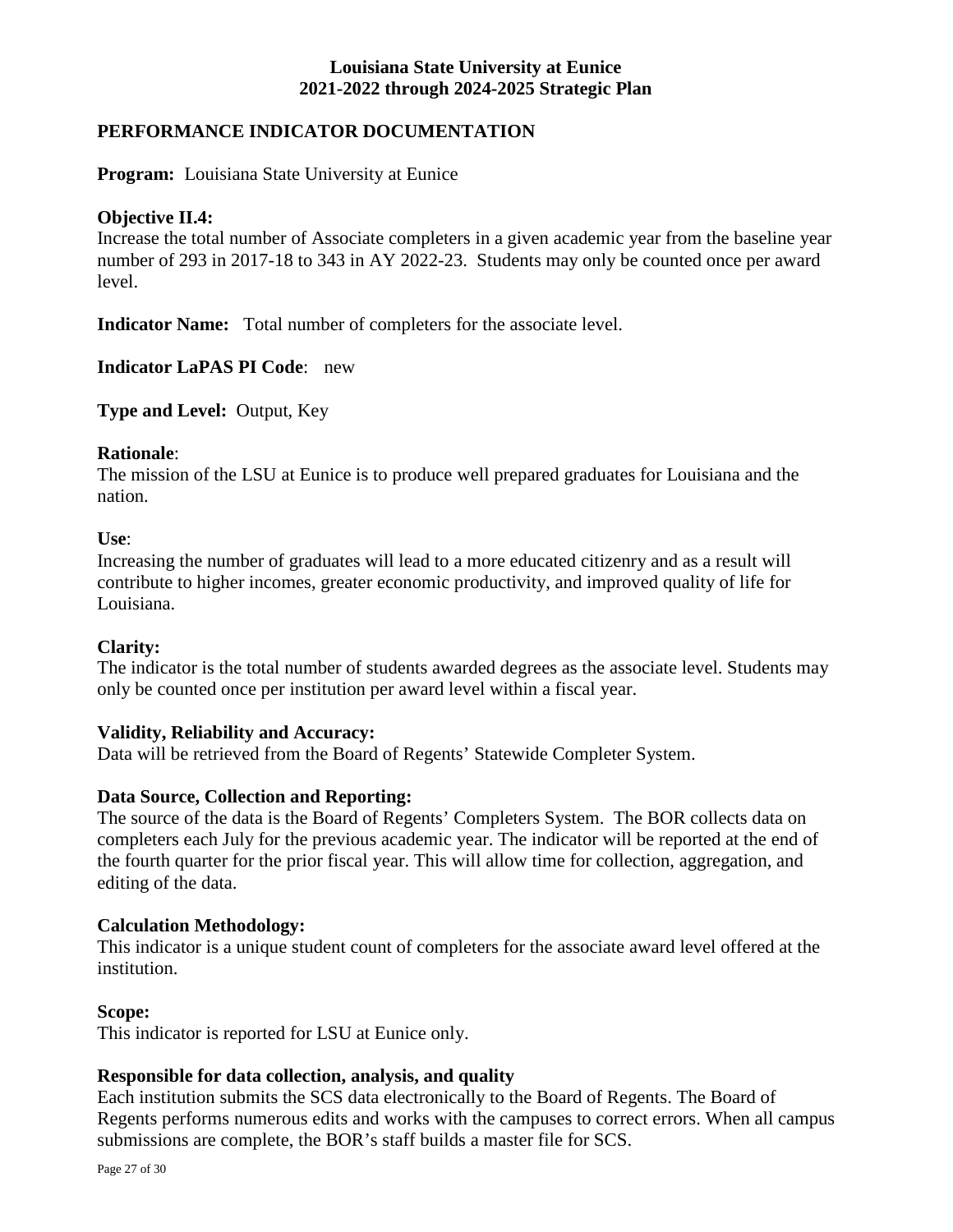**Louisiana State University at Eunice**
**2021-2022 through 2024-2025 Strategic Plan**

## PERFORMANCE INDICATOR DOCUMENTATION

**Program:** Louisiana State University at Eunice

**Objective II.4:**
Increase the total number of Associate completers in a given academic year from the baseline year number of 293 in 2017-18 to 343 in AY 2022-23. Students may only be counted once per award level.

**Indicator Name:** Total number of completers for the associate level.

**Indicator LaPAS PI Code**: new

**Type and Level:** Output, Key

**Rationale**:
The mission of the LSU at Eunice is to produce well prepared graduates for Louisiana and the nation.

**Use**:
Increasing the number of graduates will lead to a more educated citizenry and as a result will contribute to higher incomes, greater economic productivity, and improved quality of life for Louisiana.

**Clarity:**
The indicator is the total number of students awarded degrees as the associate level. Students may only be counted once per institution per award level within a fiscal year.

**Validity, Reliability and Accuracy:**
Data will be retrieved from the Board of Regents' Statewide Completer System.

**Data Source, Collection and Reporting:**
The source of the data is the Board of Regents' Completers System. The BOR collects data on completers each July for the previous academic year. The indicator will be reported at the end of the fourth quarter for the prior fiscal year. This will allow time for collection, aggregation, and editing of the data.

**Calculation Methodology:**
This indicator is a unique student count of completers for the associate award level offered at the institution.

**Scope:**
This indicator is reported for LSU at Eunice only.

**Responsible for data collection, analysis, and quality**
Each institution submits the SCS data electronically to the Board of Regents. The Board of Regents performs numerous edits and works with the campuses to correct errors. When all campus submissions are complete, the BOR's staff builds a master file for SCS.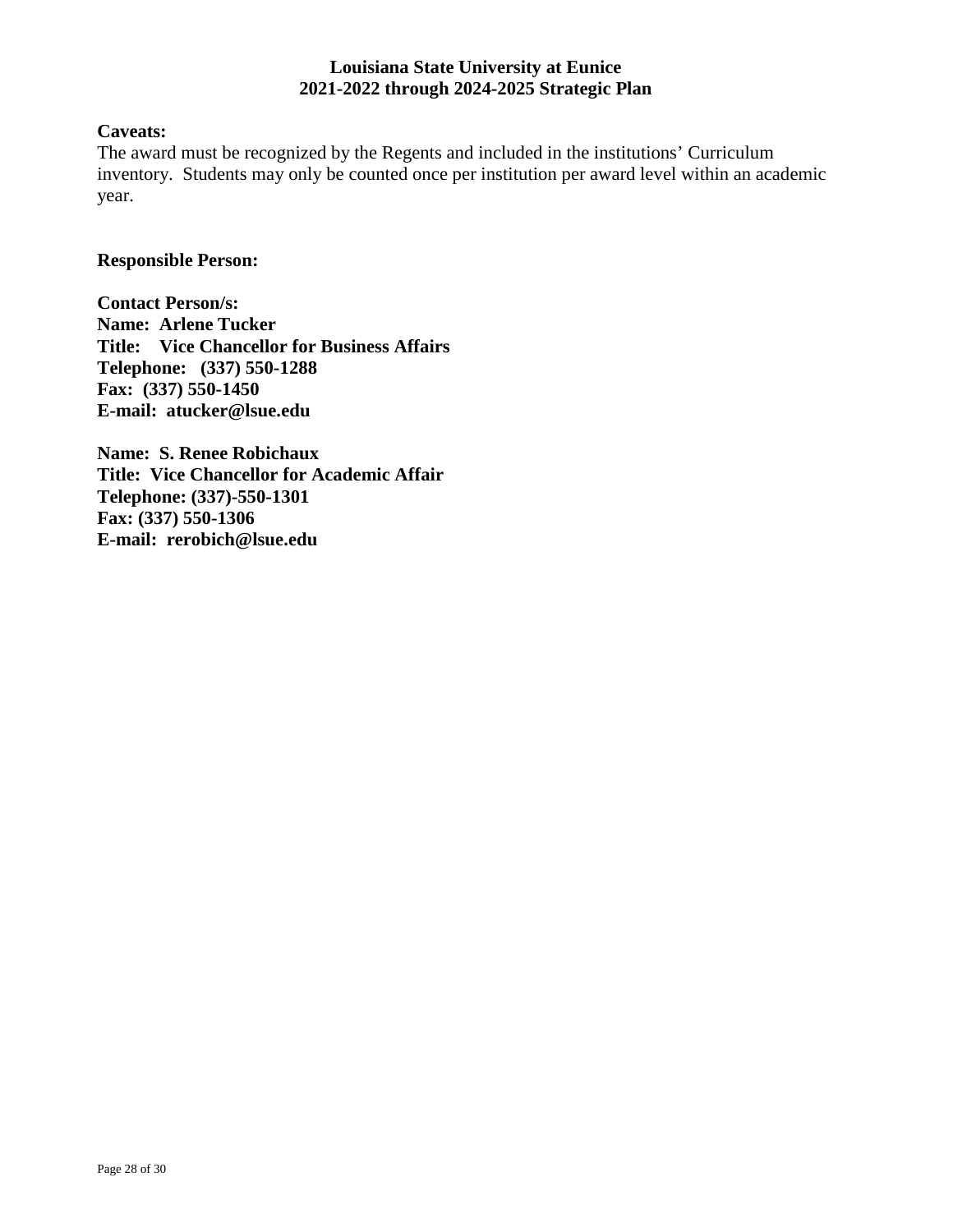**Caveats:**

The award must be recognized by the Regents and included in the institutions' Curriculum inventory. Students may only be counted once per institution per award level within an academic year.

**Responsible Person:**

**Contact Person/s:**
**Name: Arlene Tucker**
**Title: Vice Chancellor for Business Affairs**
**Telephone: (337) 550-1288**
**Fax: (337) 550-1450**
**E-mail: atucker@lsue.edu**

**Name: S. Renee Robichaux**
**Title: Vice Chancellor for Academic Affair**
**Telephone: (337)-550-1301**
**Fax: (337) 550-1306**
**E-mail: rerobich@lsue.edu**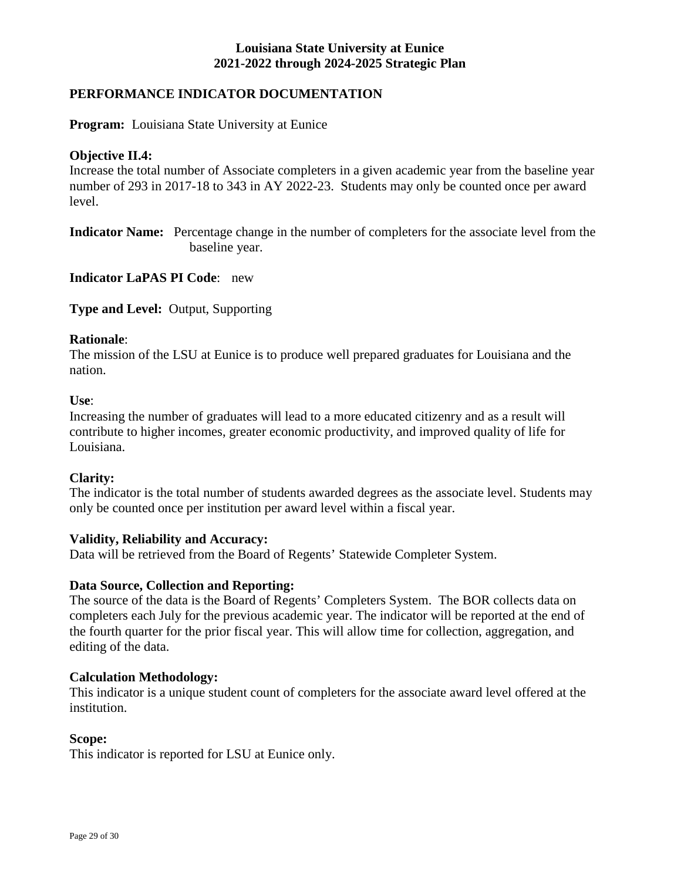# Louisiana State University at Eunice
# 2021-2022 through 2024-2025 Strategic Plan

## PERFORMANCE INDICATOR DOCUMENTATION

**Program:** Louisiana State University at Eunice

**Objective II.4:**
Increase the total number of Associate completers in a given academic year from the baseline year number of 293 in 2017-18 to 343 in AY 2022-23. Students may only be counted once per award level.

**Indicator Name:** Percentage change in the number of completers for the associate level from the baseline year.

**Indicator LaPAS PI Code**: new

**Type and Level:** Output, Supporting

**Rationale**:
The mission of the LSU at Eunice is to produce well prepared graduates for Louisiana and the nation.

**Use**:
Increasing the number of graduates will lead to a more educated citizenry and as a result will contribute to higher incomes, greater economic productivity, and improved quality of life for Louisiana.

**Clarity:**
The indicator is the total number of students awarded degrees as the associate level. Students may only be counted once per institution per award level within a fiscal year.

**Validity, Reliability and Accuracy:**
Data will be retrieved from the Board of Regents' Statewide Completer System.

**Data Source, Collection and Reporting:**
The source of the data is the Board of Regents' Completers System. The BOR collects data on completers each July for the previous academic year. The indicator will be reported at the end of the fourth quarter for the prior fiscal year. This will allow time for collection, aggregation, and editing of the data.

**Calculation Methodology:**
This indicator is a unique student count of completers for the associate award level offered at the institution.

**Scope:**
This indicator is reported for LSU at Eunice only.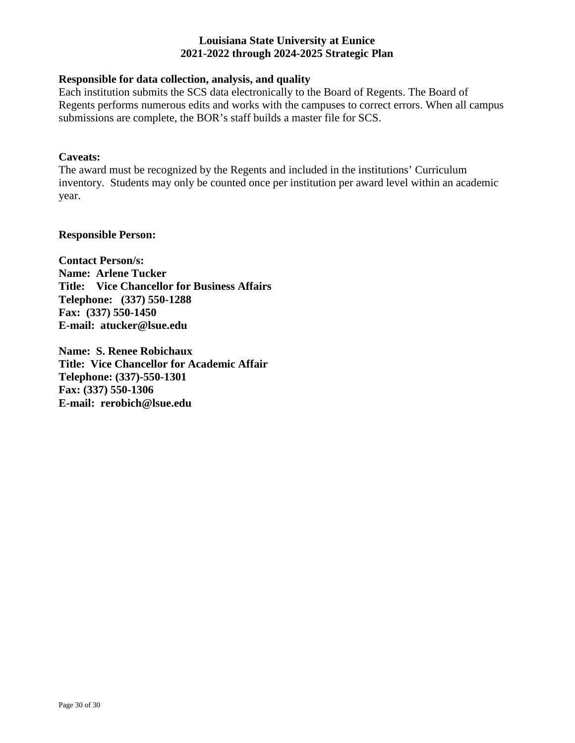**Responsible for data collection, analysis, and quality**

Each institution submits the SCS data electronically to the Board of Regents. The Board of Regents performs numerous edits and works with the campuses to correct errors. When all campus submissions are complete, the BOR's staff builds a master file for SCS.

**Caveats:**

The award must be recognized by the Regents and included in the institutions' Curriculum inventory. Students may only be counted once per institution per award level within an academic year.

**Responsible Person:**

**Contact Person/s:**
**Name: Arlene Tucker**
**Title: Vice Chancellor for Business Affairs**
**Telephone: (337) 550-1288**
**Fax: (337) 550-1450**
**E-mail: atucker@lsue.edu**

**Name: S. Renee Robichaux**
**Title: Vice Chancellor for Academic Affair**
**Telephone: (337)-550-1301**
**Fax: (337) 550-1306**
**E-mail: rerobich@lsue.edu**